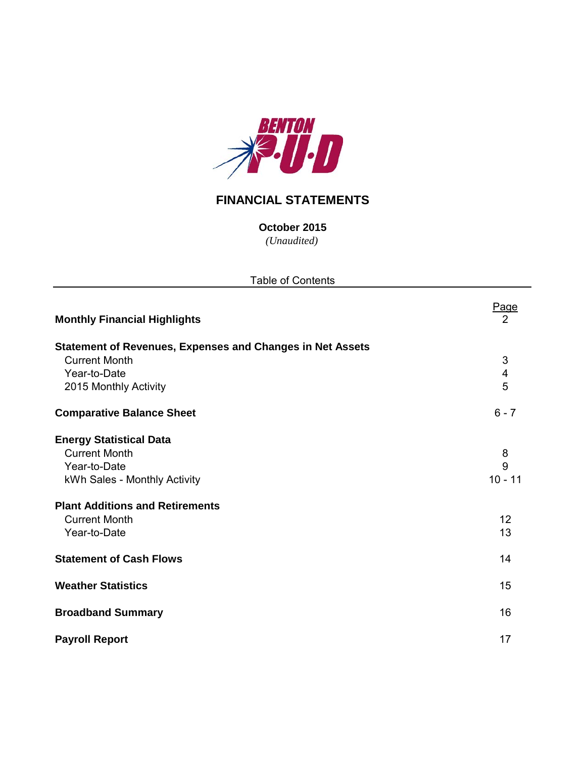# FINANCIAL STATEMENTS

**October 2015**

*(Unaudited)*

Table of Contents

| | Page |
|---|---|
| **Monthly Financial Highlights** | 2 |
| **Statement of Revenues, Expenses and Changes in Net Assets** | |
| Current Month | 3 |
| Year-to-Date | 4 |
| 2015 Monthly Activity | 5 |
| **Comparative Balance Sheet** | 6 - 7 |
| **Energy Statistical Data** | |
| Current Month | 8 |
| Year-to-Date | 9 |
| kWh Sales - Monthly Activity | 10 - 11 |
| **Plant Additions and Retirements** | |
| Current Month | 12 |
| Year-to-Date | 13 |
| **Statement of Cash Flows** | 14 |
| **Weather Statistics** | 15 |
| **Broadband Summary** | 16 |
| **Payroll Report** | 17 |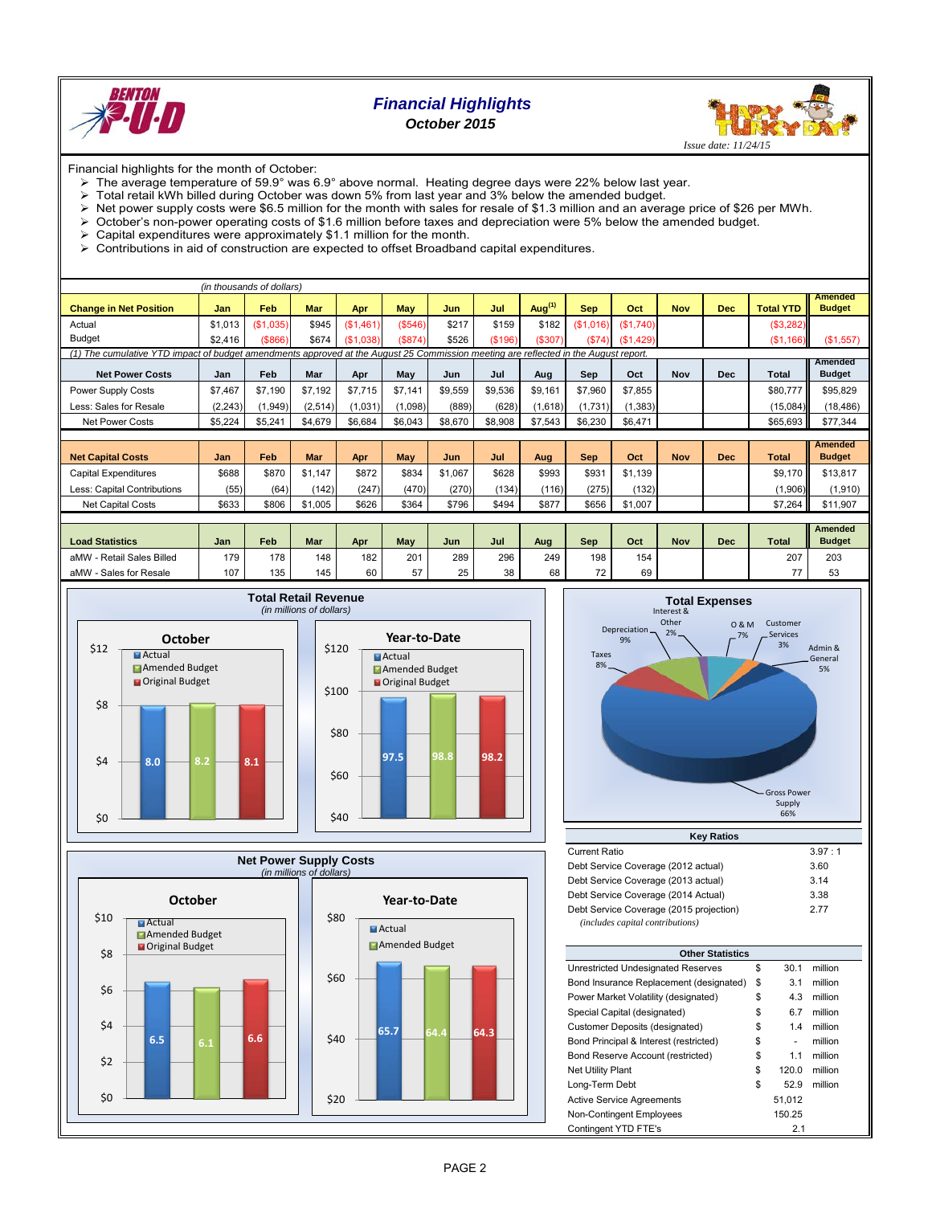# Financial Highlights

### October 2015

*Issue date: 11/24/15*

Financial highlights for the month of October:

- The average temperature of 59.9° was 6.9° above normal. Heating degree days were 22% below last year.
- Total retail kWh billed during October was down 5% from last year and 3% below the amended budget.
- Net power supply costs were $6.5 million for the month with sales for resale of $1.3 million and an average price of $26 per MWh.
- October's non-power operating costs of $1.6 million before taxes and depreciation were 5% below the amended budget.
- Capital expenditures were approximately $1.1 million for the month.
- Contributions in aid of construction are expected to offset Broadband capital expenditures.

*(in thousands of dollars)*

| Change in Net Position | Jan | Feb | Mar | Apr | May | Jun | Jul | Aug[1] | Sep | Oct | Nov | Dec | Total YTD | Amended Budget |
|---|---|---|---|---|---|---|---|---|---|---|---|---|---|---|
| Actual | $1,013 | ($1,035) | $945 | ($1,461) | ($546) | $217 | $159 | $182 | ($1,016) | ($1,740) | | | ($3,282) | |
| Budget | $2,416 | ($866) | $674 | ($1,038) | ($874) | $526 | ($196) | ($307) | ($74) | ($1,429) | | | ($1,166) | ($1,557) |

(1) The cumulative YTD impact of budget amendments approved at the August 25 Commission meeting are reflected in the August report.

| Net Power Costs | Jan | Feb | Mar | Apr | May | Jun | Jul | Aug | Sep | Oct | Nov | Dec | Total | Amended Budget |
|---|---|---|---|---|---|---|---|---|---|---|---|---|---|---|
| Power Supply Costs | $7,467 | $7,190 | $7,192 | $7,715 | $7,141 | $9,559 | $9,536 | $9,161 | $7,960 | $7,855 | | | $80,777 | $95,829 |
| Less: Sales for Resale | (2,243) | (1,949) | (2,514) | (1,031) | (1,098) | (889) | (628) | (1,618) | (1,731) | (1,383) | | | (15,084) | (18,486) |
| Net Power Costs | $5,224 | $5,241 | $4,679 | $6,684 | $6,043 | $8,670 | $8,908 | $7,543 | $6,230 | $6,471 | | | $65,693 | $77,344 |

| Net Capital Costs | Jan | Feb | Mar | Apr | May | Jun | Jul | Aug | Sep | Oct | Nov | Dec | Total | Amended Budget |
|---|---|---|---|---|---|---|---|---|---|---|---|---|---|---|
| Capital Expenditures | $688 | $870 | $1,147 | $872 | $834 | $1,067 | $628 | $993 | $931 | $1,139 | | | $9,170 | $13,817 |
| Less: Capital Contributions | (55) | (64) | (142) | (247) | (470) | (270) | (134) | (116) | (275) | (132) | | | (1,906) | (1,910) |
| Net Capital Costs | $633 | $806 | $1,005 | $626 | $364 | $796 | $494 | $877 | $656 | $1,007 | | | $7,264 | $11,907 |

| Load Statistics | Jan | Feb | Mar | Apr | May | Jun | Jul | Aug | Sep | Oct | Nov | Dec | Total | Amended Budget |
|---|---|---|---|---|---|---|---|---|---|---|---|---|---|---|
| aMW - Retail Sales Billed | 179 | 178 | 148 | 182 | 201 | 289 | 296 | 249 | 198 | 154 | | | 207 | 203 |
| aMW - Sales for Resale | 107 | 135 | 145 | 60 | 57 | 25 | 38 | 68 | 72 | 69 | | | 77 | 53 |

## Total Retail Revenue

*(in millions of dollars)*

| | Actual | Amended Budget | Original Budget |
|---|---|---|---|
| October | 8.0 | 8.2 | 8.1 |
| Year-to-Date | 97.5 | 98.8 | 98.2 |

## Total Expenses

| Category | Share |
|---|---|
| Gross Power Supply | 66% |
| Depreciation | 9% |
| Taxes | 8% |
| O & M | 7% |
| Admin & General | 5% |
| Customer Services | 3% |
| Interest & Other | 2% |

## Net Power Supply Costs

*(in millions of dollars)*

| | Actual | Amended Budget | Original Budget |
|---|---|---|---|
| October | 6.5 | 6.1 | 6.6 |
| Year-to-Date | 65.7 | 64.4 | 64.3 |

## Key Ratios

| | |
|---|---|
| Current Ratio | 3.97 : 1 |
| Debt Service Coverage (2012 actual) | 3.60 |
| Debt Service Coverage (2013 actual) | 3.14 |
| Debt Service Coverage (2014 Actual) | 3.38 |
| Debt Service Coverage (2015 projection) | 2.77 |

*(includes capital contributions)*

## Other Statistics

| | | | |
|---|---|---|---|
| Unrestricted Undesignated Reserves | $ | 30.1 | million |
| Bond Insurance Replacement (designated) | $ | 3.1 | million |
| Power Market Volatility (designated) | $ | 4.3 | million |
| Special Capital (designated) | $ | 6.7 | million |
| Customer Deposits (designated) | $ | 1.4 | million |
| Bond Principal & Interest (restricted) | $ | - | million |
| Bond Reserve Account (restricted) | $ | 1.1 | million |
| Net Utility Plant | $ | 120.0 | million |
| Long-Term Debt | $ | 52.9 | million |
| Active Service Agreements | | 51,012 | |
| Non-Contingent Employees | | 150.25 | |
| Contingent YTD FTE's | | 2.1 | |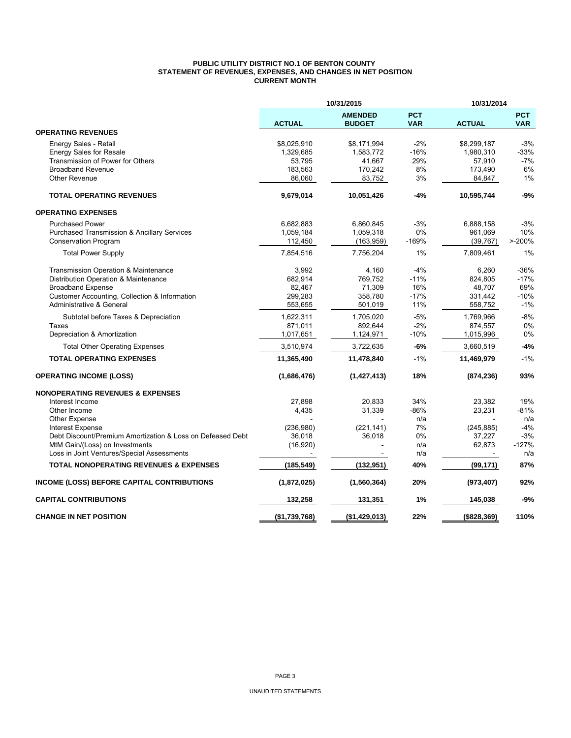# PUBLIC UTILITY DISTRICT NO.1 OF BENTON COUNTY
## STATEMENT OF REVENUES, EXPENSES, AND CHANGES IN NET POSITION
### CURRENT MONTH

| | 10/31/2015 | | | 10/31/2014 | |
|---|---|---|---|---|---|
| | **ACTUAL** | **AMENDED BUDGET** | **PCT VAR** | **ACTUAL** | **PCT VAR** |
| **OPERATING REVENUES** | | | | | |
| Energy Sales - Retail | $8,025,910 | $8,171,994 | -2% | $8,299,187 | -3% |
| Energy Sales for Resale | 1,329,685 | 1,583,772 | -16% | 1,980,310 | -33% |
| Transmission of Power for Others | 53,795 | 41,667 | 29% | 57,910 | -7% |
| Broadband Revenue | 183,563 | 170,242 | 8% | 173,490 | 6% |
| Other Revenue | 86,060 | 83,752 | 3% | 84,847 | 1% |
| **TOTAL OPERATING REVENUES** | **9,679,014** | **10,051,426** | **-4%** | **10,595,744** | **-9%** |
| **OPERATING EXPENSES** | | | | | |
| Purchased Power | 6,682,883 | 6,860,845 | -3% | 6,888,158 | -3% |
| Purchased Transmission & Ancillary Services | 1,059,184 | 1,059,318 | 0% | 961,069 | 10% |
| Conservation Program | 112,450 | (163,959) | -169% | (39,767) | >-200% |
| Total Power Supply | 7,854,516 | 7,756,204 | 1% | 7,809,461 | 1% |
| Transmission Operation & Maintenance | 3,992 | 4,160 | -4% | 6,260 | -36% |
| Distribution Operation & Maintenance | 682,914 | 769,752 | -11% | 824,805 | -17% |
| Broadband Expense | 82,467 | 71,309 | 16% | 48,707 | 69% |
| Customer Accounting, Collection & Information | 299,283 | 358,780 | -17% | 331,442 | -10% |
| Administrative & General | 553,655 | 501,019 | 11% | 558,752 | -1% |
| Subtotal before Taxes & Depreciation | 1,622,311 | 1,705,020 | -5% | 1,769,966 | -8% |
| Taxes | 871,011 | 892,644 | -2% | 874,557 | 0% |
| Depreciation & Amortization | 1,017,651 | 1,124,971 | -10% | 1,015,996 | 0% |
| Total Other Operating Expenses | 3,510,974 | 3,722,635 | **-6%** | 3,660,519 | **-4%** |
| **TOTAL OPERATING EXPENSES** | **11,365,490** | **11,478,840** | -1% | **11,469,979** | -1% |
| **OPERATING INCOME (LOSS)** | **(1,686,476)** | **(1,427,413)** | **18%** | **(874,236)** | **93%** |
| **NONOPERATING REVENUES & EXPENSES** | | | | | |
| Interest Income | 27,898 | 20,833 | 34% | 23,382 | 19% |
| Other Income | 4,435 | 31,339 | -86% | 23,231 | -81% |
| Other Expense | - | - | n/a | - | n/a |
| Interest Expense | (236,980) | (221,141) | 7% | (245,885) | -4% |
| Debt Discount/Premium Amortization & Loss on Defeased Debt | 36,018 | 36,018 | 0% | 37,227 | -3% |
| MtM Gain/(Loss) on Investments | (16,920) | - | n/a | 62,873 | -127% |
| Loss in Joint Ventures/Special Assessments | - | - | n/a | - | n/a |
| **TOTAL NONOPERATING REVENUES & EXPENSES** | **(185,549)** | **(132,951)** | **40%** | **(99,171)** | **87%** |
| **INCOME (LOSS) BEFORE CAPITAL CONTRIBUTIONS** | **(1,872,025)** | **(1,560,364)** | **20%** | **(973,407)** | **92%** |
| **CAPITAL CONTRIBUTIONS** | **132,258** | **131,351** | **1%** | **145,038** | **-9%** |
| **CHANGE IN NET POSITION** | **($1,739,768)** | **($1,429,013)** | **22%** | **($828,369)** | **110%** |

UNAUDITED STATEMENTS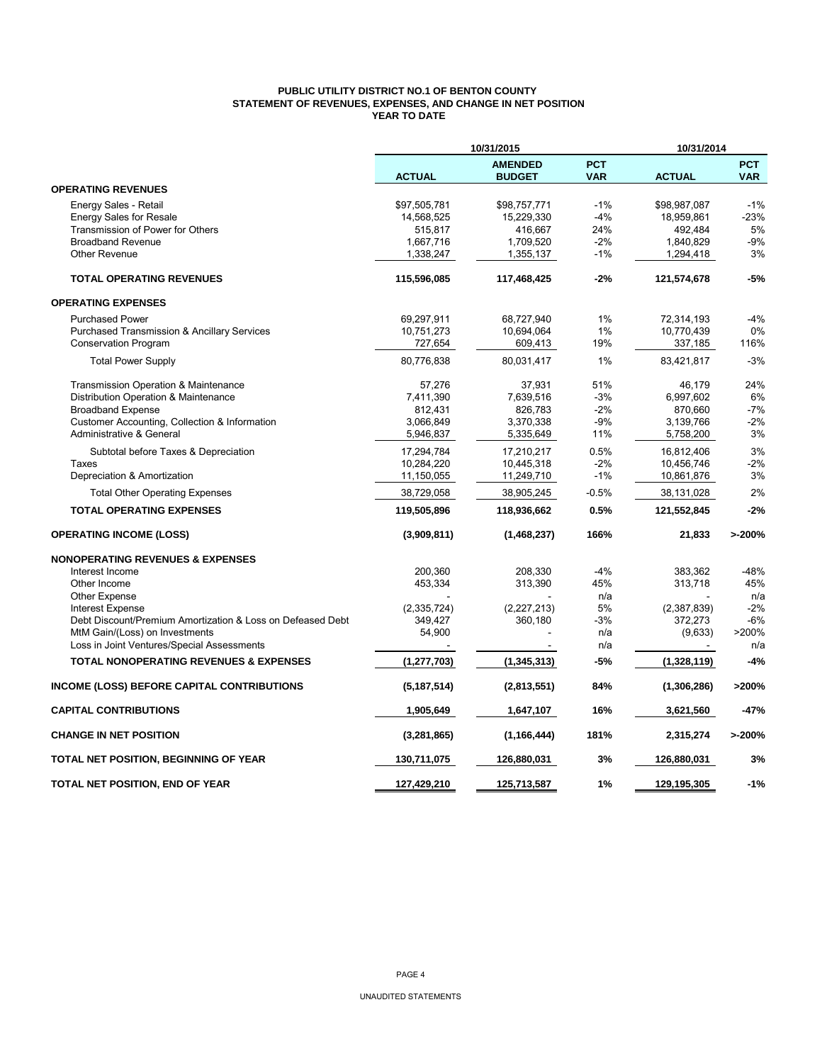# PUBLIC UTILITY DISTRICT NO.1 OF BENTON COUNTY
## STATEMENT OF REVENUES, EXPENSES, AND CHANGE IN NET POSITION
### YEAR TO DATE

| | 10/31/2015 | | | 10/31/2014 | |
|---|---|---|---|---|---|
| | ACTUAL | AMENDED BUDGET | PCT VAR | ACTUAL | PCT VAR |
| **OPERATING REVENUES** | | | | | |
| Energy Sales - Retail | $97,505,781 | $98,757,771 | -1% | $98,987,087 | -1% |
| Energy Sales for Resale | 14,568,525 | 15,229,330 | -4% | 18,959,861 | -23% |
| Transmission of Power for Others | 515,817 | 416,667 | 24% | 492,484 | 5% |
| Broadband Revenue | 1,667,716 | 1,709,520 | -2% | 1,840,829 | -9% |
| Other Revenue | 1,338,247 | 1,355,137 | -1% | 1,294,418 | 3% |
| **TOTAL OPERATING REVENUES** | **115,596,085** | **117,468,425** | **-2%** | **121,574,678** | **-5%** |
| **OPERATING EXPENSES** | | | | | |
| Purchased Power | 69,297,911 | 68,727,940 | 1% | 72,314,193 | -4% |
| Purchased Transmission & Ancillary Services | 10,751,273 | 10,694,064 | 1% | 10,770,439 | 0% |
| Conservation Program | 727,654 | 609,413 | 19% | 337,185 | 116% |
| Total Power Supply | 80,776,838 | 80,031,417 | 1% | 83,421,817 | -3% |
| Transmission Operation & Maintenance | 57,276 | 37,931 | 51% | 46,179 | 24% |
| Distribution Operation & Maintenance | 7,411,390 | 7,639,516 | -3% | 6,997,602 | 6% |
| Broadband Expense | 812,431 | 826,783 | -2% | 870,660 | -7% |
| Customer Accounting, Collection & Information | 3,066,849 | 3,370,338 | -9% | 3,139,766 | -2% |
| Administrative & General | 5,946,837 | 5,335,649 | 11% | 5,758,200 | 3% |
| Subtotal before Taxes & Depreciation | 17,294,784 | 17,210,217 | 0.5% | 16,812,406 | 3% |
| Taxes | 10,284,220 | 10,445,318 | -2% | 10,456,746 | -2% |
| Depreciation & Amortization | 11,150,055 | 11,249,710 | -1% | 10,861,876 | 3% |
| Total Other Operating Expenses | 38,729,058 | 38,905,245 | -0.5% | 38,131,028 | 2% |
| **TOTAL OPERATING EXPENSES** | **119,505,896** | **118,936,662** | **0.5%** | **121,552,845** | **-2%** |
| **OPERATING INCOME (LOSS)** | **(3,909,811)** | **(1,468,237)** | **166%** | **21,833** | **>-200%** |
| **NONOPERATING REVENUES & EXPENSES** | | | | | |
| Interest Income | 200,360 | 208,330 | -4% | 383,362 | -48% |
| Other Income | 453,334 | 313,390 | 45% | 313,718 | 45% |
| Other Expense | - | - | n/a | - | n/a |
| Interest Expense | (2,335,724) | (2,227,213) | 5% | (2,387,839) | -2% |
| Debt Discount/Premium Amortization & Loss on Defeased Debt | 349,427 | 360,180 | -3% | 372,273 | -6% |
| MtM Gain/(Loss) on Investments | 54,900 | - | n/a | (9,633) | >200% |
| Loss in Joint Ventures/Special Assessments | - | - | n/a | - | n/a |
| **TOTAL NONOPERATING REVENUES & EXPENSES** | **(1,277,703)** | **(1,345,313)** | **-5%** | **(1,328,119)** | **-4%** |
| **INCOME (LOSS) BEFORE CAPITAL CONTRIBUTIONS** | **(5,187,514)** | **(2,813,551)** | **84%** | **(1,306,286)** | **>200%** |
| **CAPITAL CONTRIBUTIONS** | **1,905,649** | **1,647,107** | **16%** | **3,621,560** | **-47%** |
| **CHANGE IN NET POSITION** | **(3,281,865)** | **(1,166,444)** | **181%** | **2,315,274** | **>-200%** |
| **TOTAL NET POSITION, BEGINNING OF YEAR** | **130,711,075** | **126,880,031** | **3%** | **126,880,031** | **3%** |
| **TOTAL NET POSITION, END OF YEAR** | **127,429,210** | **125,713,587** | **1%** | **129,195,305** | **-1%** |

UNAUDITED STATEMENTS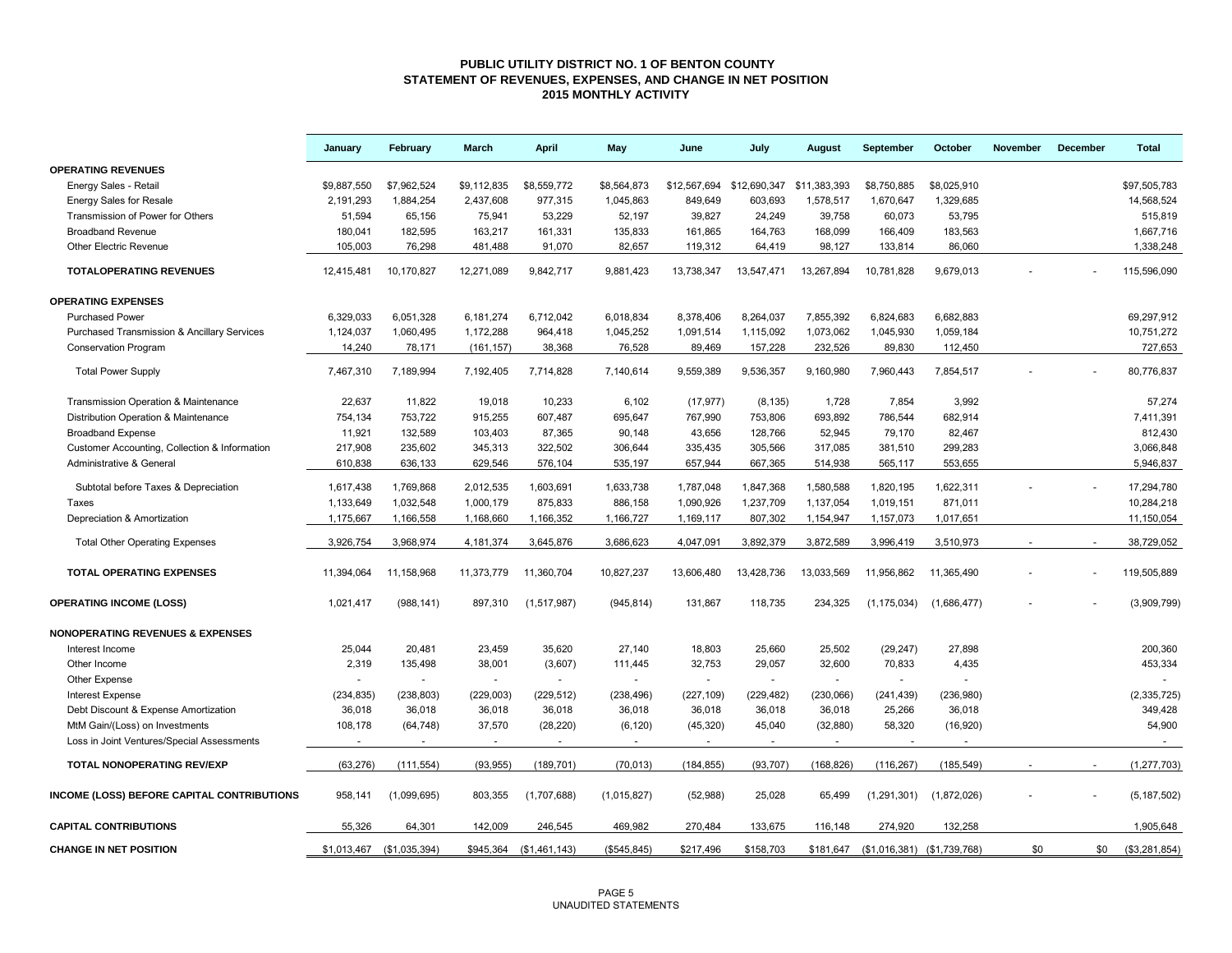# PUBLIC UTILITY DISTRICT NO. 1 OF BENTON COUNTY
## STATEMENT OF REVENUES, EXPENSES, AND CHANGE IN NET POSITION
## 2015 MONTHLY ACTIVITY

| | January | February | March | April | May | June | July | August | September | October | November | December | Total |
|---|---|---|---|---|---|---|---|---|---|---|---|---|---|
| **OPERATING REVENUES** | | | | | | | | | | | | | |
| Energy Sales - Retail | $9,887,550 | $7,962,524 | $9,112,835 | $8,559,772 | $8,564,873 | $12,567,694 | $12,690,347 | $11,383,393 | $8,750,885 | $8,025,910 | | | $97,505,783 |
| Energy Sales for Resale | 2,191,293 | 1,884,254 | 2,437,608 | 977,315 | 1,045,863 | 849,649 | 603,693 | 1,578,517 | 1,670,647 | 1,329,685 | | | 14,568,524 |
| Transmission of Power for Others | 51,594 | 65,156 | 75,941 | 53,229 | 52,197 | 39,827 | 24,249 | 39,758 | 60,073 | 53,795 | | | 515,819 |
| Broadband Revenue | 180,041 | 182,595 | 163,217 | 161,331 | 135,833 | 161,865 | 164,763 | 168,099 | 166,409 | 183,563 | | | 1,667,716 |
| Other Electric Revenue | 105,003 | 76,298 | 481,488 | 91,070 | 82,657 | 119,312 | 64,419 | 98,127 | 133,814 | 86,060 | | | 1,338,248 |
| **TOTALOPERATING REVENUES** | 12,415,481 | 10,170,827 | 12,271,089 | 9,842,717 | 9,881,423 | 13,738,347 | 13,547,471 | 13,267,894 | 10,781,828 | 9,679,013 | - | - | 115,596,090 |
| **OPERATING EXPENSES** | | | | | | | | | | | | | |
| Purchased Power | 6,329,033 | 6,051,328 | 6,181,274 | 6,712,042 | 6,018,834 | 8,378,406 | 8,264,037 | 7,855,392 | 6,824,683 | 6,682,883 | | | 69,297,912 |
| Purchased Transmission & Ancillary Services | 1,124,037 | 1,060,495 | 1,172,288 | 964,418 | 1,045,252 | 1,091,514 | 1,115,092 | 1,073,062 | 1,045,930 | 1,059,184 | | | 10,751,272 |
| Conservation Program | 14,240 | 78,171 | (161,157) | 38,368 | 76,528 | 89,469 | 157,228 | 232,526 | 89,830 | 112,450 | | | 727,653 |
| Total Power Supply | 7,467,310 | 7,189,994 | 7,192,405 | 7,714,828 | 7,140,614 | 9,559,389 | 9,536,357 | 9,160,980 | 7,960,443 | 7,854,517 | - | - | 80,776,837 |
| Transmission Operation & Maintenance | 22,637 | 11,822 | 19,018 | 10,233 | 6,102 | (17,977) | (8,135) | 1,728 | 7,854 | 3,992 | | | 57,274 |
| Distribution Operation & Maintenance | 754,134 | 753,722 | 915,255 | 607,487 | 695,647 | 767,990 | 753,806 | 693,892 | 786,544 | 682,914 | | | 7,411,391 |
| Broadband Expense | 11,921 | 132,589 | 103,403 | 87,365 | 90,148 | 43,656 | 128,766 | 52,945 | 79,170 | 82,467 | | | 812,430 |
| Customer Accounting, Collection & Information | 217,908 | 235,602 | 345,313 | 322,502 | 306,644 | 335,435 | 305,566 | 317,085 | 381,510 | 299,283 | | | 3,066,848 |
| Administrative & General | 610,838 | 636,133 | 629,546 | 576,104 | 535,197 | 657,944 | 667,365 | 514,938 | 565,117 | 553,655 | | | 5,946,837 |
| Subtotal before Taxes & Depreciation | 1,617,438 | 1,769,868 | 2,012,535 | 1,603,691 | 1,633,738 | 1,787,048 | 1,847,368 | 1,580,588 | 1,820,195 | 1,622,311 | - | - | 17,294,780 |
| Taxes | 1,133,649 | 1,032,548 | 1,000,179 | 875,833 | 886,158 | 1,090,926 | 1,237,709 | 1,137,054 | 1,019,151 | 871,011 | | | 10,284,218 |
| Depreciation & Amortization | 1,175,667 | 1,166,558 | 1,168,660 | 1,166,352 | 1,166,727 | 1,169,117 | 807,302 | 1,154,947 | 1,157,073 | 1,017,651 | | | 11,150,054 |
| Total Other Operating Expenses | 3,926,754 | 3,968,974 | 4,181,374 | 3,645,876 | 3,686,623 | 4,047,091 | 3,892,379 | 3,872,589 | 3,996,419 | 3,510,973 | - | - | 38,729,052 |
| **TOTAL OPERATING EXPENSES** | 11,394,064 | 11,158,968 | 11,373,779 | 11,360,704 | 10,827,237 | 13,606,480 | 13,428,736 | 13,033,569 | 11,956,862 | 11,365,490 | - | - | 119,505,889 |
| **OPERATING INCOME (LOSS)** | 1,021,417 | (988,141) | 897,310 | (1,517,987) | (945,814) | 131,867 | 118,735 | 234,325 | (1,175,034) | (1,686,477) | - | - | (3,909,799) |
| **NONOPERATING REVENUES & EXPENSES** | | | | | | | | | | | | | |
| Interest Income | 25,044 | 20,481 | 23,459 | 35,620 | 27,140 | 18,803 | 25,660 | 25,502 | (29,247) | 27,898 | | | 200,360 |
| Other Income | 2,319 | 135,498 | 38,001 | (3,607) | 111,445 | 32,753 | 29,057 | 32,600 | 70,833 | 4,435 | | | 453,334 |
| Other Expense | - | - | - | - | - | - | - | - | - | - | | | - |
| Interest Expense | (234,835) | (238,803) | (229,003) | (229,512) | (238,496) | (227,109) | (229,482) | (230,066) | (241,439) | (236,980) | | | (2,335,725) |
| Debt Discount & Expense Amortization | 36,018 | 36,018 | 36,018 | 36,018 | 36,018 | 36,018 | 36,018 | 36,018 | 25,266 | 36,018 | | | 349,428 |
| MtM Gain/(Loss) on Investments | 108,178 | (64,748) | 37,570 | (28,220) | (6,120) | (45,320) | 45,040 | (32,880) | 58,320 | (16,920) | | | 54,900 |
| Loss in Joint Ventures/Special Assessments | - | - | - | - | - | - | - | - | - | - | | | - |
| **TOTAL NONOPERATING REV/EXP** | (63,276) | (111,554) | (93,955) | (189,701) | (70,013) | (184,855) | (93,707) | (168,826) | (116,267) | (185,549) | - | - | (1,277,703) |
| **INCOME (LOSS) BEFORE CAPITAL CONTRIBUTIONS** | 958,141 | (1,099,695) | 803,355 | (1,707,688) | (1,015,827) | (52,988) | 25,028 | 65,499 | (1,291,301) | (1,872,026) | - | - | (5,187,502) |
| **CAPITAL CONTRIBUTIONS** | 55,326 | 64,301 | 142,009 | 246,545 | 469,982 | 270,484 | 133,675 | 116,148 | 274,920 | 132,258 | | | 1,905,648 |
| **CHANGE IN NET POSITION** | $1,013,467 | ($1,035,394) | $945,364 | ($1,461,143) | ($545,845) | $217,496 | $158,703 | $181,647 | ($1,016,381) | ($1,739,768) | $0 | $0 | ($3,281,854) |

UNAUDITED STATEMENTS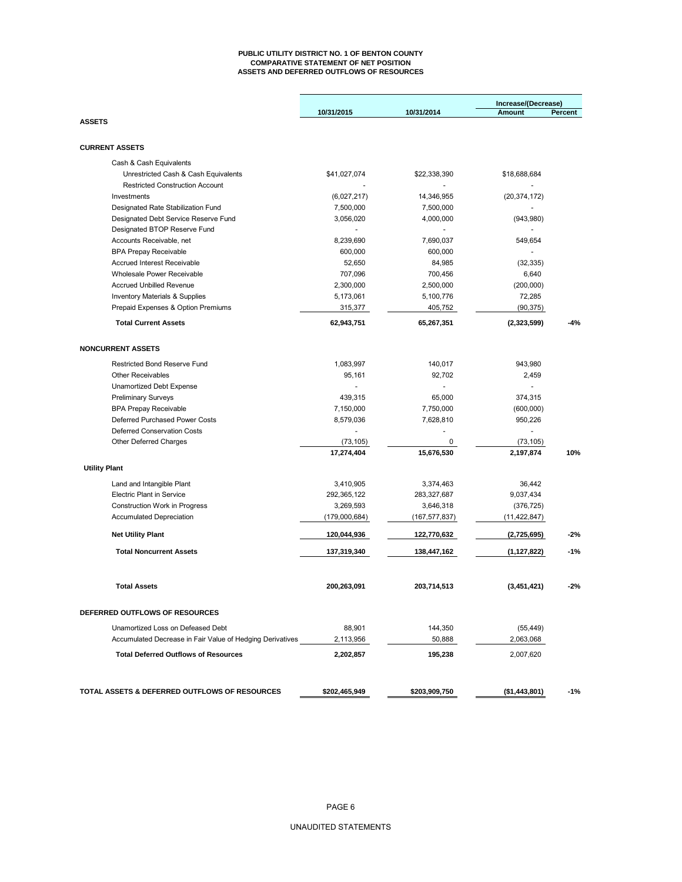**PUBLIC UTILITY DISTRICT NO. 1 OF BENTON COUNTY**
**COMPARATIVE STATEMENT OF NET POSITION**
**ASSETS AND DEFERRED OUTFLOWS OF RESOURCES**

| | 10/31/2015 | 10/31/2014 | Increase/(Decrease) Amount | Percent |
|---|---|---|---|---|
| **ASSETS** | | | | |
| **CURRENT ASSETS** | | | | |
| Cash & Cash Equivalents | | | | |
| Unrestricted Cash & Cash Equivalents | $41,027,074 | $22,338,390 | $18,688,684 | |
| Restricted Construction Account | - | - | - | |
| Investments | (6,027,217) | 14,346,955 | (20,374,172) | |
| Designated Rate Stabilization Fund | 7,500,000 | 7,500,000 | - | |
| Designated Debt Service Reserve Fund | 3,056,020 | 4,000,000 | (943,980) | |
| Designated BTOP Reserve Fund | - | - | - | |
| Accounts Receivable, net | 8,239,690 | 7,690,037 | 549,654 | |
| BPA Prepay Receivable | 600,000 | 600,000 | - | |
| Accrued Interest Receivable | 52,650 | 84,985 | (32,335) | |
| Wholesale Power Receivable | 707,096 | 700,456 | 6,640 | |
| Accrued Unbilled Revenue | 2,300,000 | 2,500,000 | (200,000) | |
| Inventory Materials & Supplies | 5,173,061 | 5,100,776 | 72,285 | |
| Prepaid Expenses & Option Premiums | 315,377 | 405,752 | (90,375) | |
| **Total Current Assets** | **62,943,751** | **65,267,351** | **(2,323,599)** | **-4%** |
| **NONCURRENT ASSETS** | | | | |
| Restricted Bond Reserve Fund | 1,083,997 | 140,017 | 943,980 | |
| Other Receivables | 95,161 | 92,702 | 2,459 | |
| Unamortized Debt Expense | - | - | - | |
| Preliminary Surveys | 439,315 | 65,000 | 374,315 | |
| BPA Prepay Receivable | 7,150,000 | 7,750,000 | (600,000) | |
| Deferred Purchased Power Costs | 8,579,036 | 7,628,810 | 950,226 | |
| Deferred Conservation Costs | - | - | - | |
| Other Deferred Charges | (73,105) | 0 | (73,105) | |
| | **17,274,404** | **15,676,530** | **2,197,874** | **10%** |
| **Utility Plant** | | | | |
| Land and Intangible Plant | 3,410,905 | 3,374,463 | 36,442 | |
| Electric Plant in Service | 292,365,122 | 283,327,687 | 9,037,434 | |
| Construction Work in Progress | 3,269,593 | 3,646,318 | (376,725) | |
| Accumulated Depreciation | (179,000,684) | (167,577,837) | (11,422,847) | |
| **Net Utility Plant** | **120,044,936** | **122,770,632** | **(2,725,695)** | **-2%** |
| **Total Noncurrent Assets** | **137,319,340** | **138,447,162** | **(1,127,822)** | **-1%** |
| **Total Assets** | **200,263,091** | **203,714,513** | **(3,451,421)** | **-2%** |
| **DEFERRED OUTFLOWS OF RESOURCES** | | | | |
| Unamortized Loss on Defeased Debt | 88,901 | 144,350 | (55,449) | |
| Accumulated Decrease in Fair Value of Hedging Derivatives | 2,113,956 | 50,888 | 2,063,068 | |
| **Total Deferred Outflows of Resources** | **2,202,857** | **195,238** | 2,007,620 | |
| **TOTAL ASSETS & DEFERRED OUTFLOWS OF RESOURCES** | **$202,465,949** | **$203,909,750** | **($1,443,801)** | **-1%** |

UNAUDITED STATEMENTS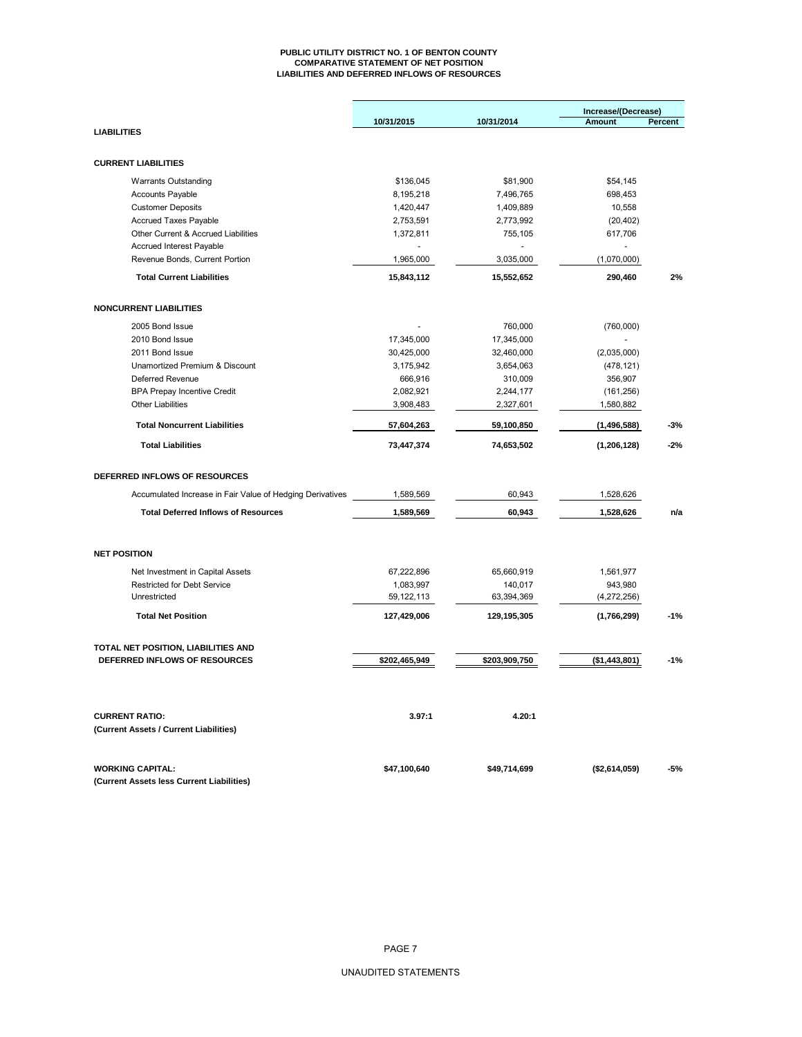# PUBLIC UTILITY DISTRICT NO. 1 OF BENTON COUNTY
## COMPARATIVE STATEMENT OF NET POSITION
## LIABILITIES AND DEFERRED INFLOWS OF RESOURCES

| | 10/31/2015 | 10/31/2014 | Increase/(Decrease) Amount | Percent |
|---|---|---|---|---|
| **LIABILITIES** | | | | |
| **CURRENT LIABILITIES** | | | | |
| Warrants Outstanding | $136,045 | $81,900 | $54,145 | |
| Accounts Payable | 8,195,218 | 7,496,765 | 698,453 | |
| Customer Deposits | 1,420,447 | 1,409,889 | 10,558 | |
| Accrued Taxes Payable | 2,753,591 | 2,773,992 | (20,402) | |
| Other Current & Accrued Liabilities | 1,372,811 | 755,105 | 617,706 | |
| Accrued Interest Payable | - | - | - | |
| Revenue Bonds, Current Portion | 1,965,000 | 3,035,000 | (1,070,000) | |
| **Total Current Liabilities** | **15,843,112** | **15,552,652** | **290,460** | **2%** |
| **NONCURRENT LIABILITIES** | | | | |
| 2005 Bond Issue | - | 760,000 | (760,000) | |
| 2010 Bond Issue | 17,345,000 | 17,345,000 | - | |
| 2011 Bond Issue | 30,425,000 | 32,460,000 | (2,035,000) | |
| Unamortized Premium & Discount | 3,175,942 | 3,654,063 | (478,121) | |
| Deferred Revenue | 666,916 | 310,009 | 356,907 | |
| BPA Prepay Incentive Credit | 2,082,921 | 2,244,177 | (161,256) | |
| Other Liabilities | 3,908,483 | 2,327,601 | 1,580,882 | |
| **Total Noncurrent Liabilities** | **57,604,263** | **59,100,850** | **(1,496,588)** | **-3%** |
| **Total Liabilities** | **73,447,374** | **74,653,502** | **(1,206,128)** | **-2%** |
| **DEFERRED INFLOWS OF RESOURCES** | | | | |
| Accumulated Increase in Fair Value of Hedging Derivatives | 1,589,569 | 60,943 | 1,528,626 | |
| **Total Deferred Inflows of Resources** | **1,589,569** | **60,943** | **1,528,626** | **n/a** |
| **NET POSITION** | | | | |
| Net Investment in Capital Assets | 67,222,896 | 65,660,919 | 1,561,977 | |
| Restricted for Debt Service | 1,083,997 | 140,017 | 943,980 | |
| Unrestricted | 59,122,113 | 63,394,369 | (4,272,256) | |
| **Total Net Position** | **127,429,006** | **129,195,305** | **(1,766,299)** | **-1%** |
| **TOTAL NET POSITION, LIABILITIES AND DEFERRED INFLOWS OF RESOURCES** | **$202,465,949** | **$203,909,750** | **($1,443,801)** | **-1%** |
| **CURRENT RATIO:** (Current Assets / Current Liabilities) | **3.97:1** | **4.20:1** | | |
| **WORKING CAPITAL:** (Current Assets less Current Liabilities) | **$47,100,640** | **$49,714,699** | **($2,614,059)** | **-5%** |

UNAUDITED STATEMENTS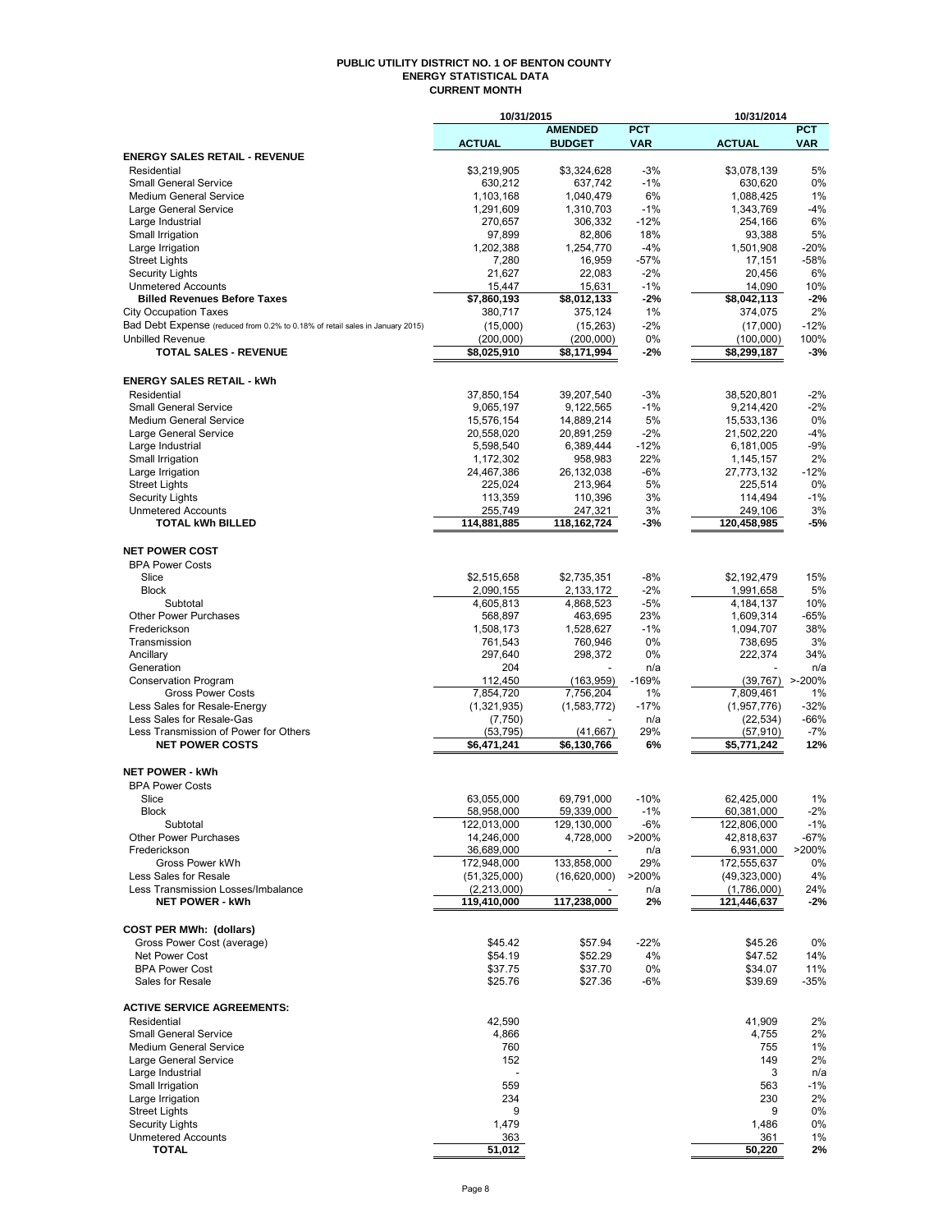# PUBLIC UTILITY DISTRICT NO. 1 OF BENTON COUNTY
## ENERGY STATISTICAL DATA
### CURRENT MONTH

| | 10/31/2015 | | | 10/31/2014 | |
|---|---|---|---|---|---|
| | ACTUAL | AMENDED BUDGET | PCT VAR | ACTUAL | PCT VAR |
| **ENERGY SALES RETAIL - REVENUE** | | | | | |
| Residential | $3,219,905 | $3,324,628 | -3% | $3,078,139 | 5% |
| Small General Service | 630,212 | 637,742 | -1% | 630,620 | 0% |
| Medium General Service | 1,103,168 | 1,040,479 | 6% | 1,088,425 | 1% |
| Large General Service | 1,291,609 | 1,310,703 | -1% | 1,343,769 | -4% |
| Large Industrial | 270,657 | 306,332 | -12% | 254,166 | 6% |
| Small Irrigation | 97,899 | 82,806 | 18% | 93,388 | 5% |
| Large Irrigation | 1,202,388 | 1,254,770 | -4% | 1,501,908 | -20% |
| Street Lights | 7,280 | 16,959 | -57% | 17,151 | -58% |
| Security Lights | 21,627 | 22,083 | -2% | 20,456 | 6% |
| Unmetered Accounts | 15,447 | 15,631 | -1% | 14,090 | 10% |
| **Billed Revenues Before Taxes** | **$7,860,193** | **$8,012,133** | **-2%** | **$8,042,113** | **-2%** |
| City Occupation Taxes | 380,717 | 375,124 | 1% | 374,075 | 2% |
| Bad Debt Expense (reduced from 0.2% to 0.18% of retail sales in January 2015) | (15,000) | (15,263) | -2% | (17,000) | -12% |
| Unbilled Revenue | (200,000) | (200,000) | 0% | (100,000) | 100% |
| **TOTAL SALES - REVENUE** | **$8,025,910** | **$8,171,994** | **-2%** | **$8,299,187** | **-3%** |
| **ENERGY SALES RETAIL - kWh** | | | | | |
| Residential | 37,850,154 | 39,207,540 | -3% | 38,520,801 | -2% |
| Small General Service | 9,065,197 | 9,122,565 | -1% | 9,214,420 | -2% |
| Medium General Service | 15,576,154 | 14,889,214 | 5% | 15,533,136 | 0% |
| Large General Service | 20,558,020 | 20,891,259 | -2% | 21,502,220 | -4% |
| Large Industrial | 5,598,540 | 6,389,444 | -12% | 6,181,005 | -9% |
| Small Irrigation | 1,172,302 | 958,983 | 22% | 1,145,157 | 2% |
| Large Irrigation | 24,467,386 | 26,132,038 | -6% | 27,773,132 | -12% |
| Street Lights | 225,024 | 213,964 | 5% | 225,514 | 0% |
| Security Lights | 113,359 | 110,396 | 3% | 114,494 | -1% |
| Unmetered Accounts | 255,749 | 247,321 | 3% | 249,106 | 3% |
| **TOTAL kWh BILLED** | **114,881,885** | **118,162,724** | **-3%** | **120,458,985** | **-5%** |
| **NET POWER COST** | | | | | |
| BPA Power Costs | | | | | |
| Slice | $2,515,658 | $2,735,351 | -8% | $2,192,479 | 15% |
| Block | 2,090,155 | 2,133,172 | -2% | 1,991,658 | 5% |
| Subtotal | 4,605,813 | 4,868,523 | -5% | 4,184,137 | 10% |
| Other Power Purchases | 568,897 | 463,695 | 23% | 1,609,314 | -65% |
| Frederickson | 1,508,173 | 1,528,627 | -1% | 1,094,707 | 38% |
| Transmission | 761,543 | 760,946 | 0% | 738,695 | 3% |
| Ancillary | 297,640 | 298,372 | 0% | 222,374 | 34% |
| Generation | 204 | - | n/a | - | n/a |
| Conservation Program | 112,450 | (163,959) | -169% | (39,767) | >-200% |
| Gross Power Costs | 7,854,720 | 7,756,204 | 1% | 7,809,461 | 1% |
| Less Sales for Resale-Energy | (1,321,935) | (1,583,772) | -17% | (1,957,776) | -32% |
| Less Sales for Resale-Gas | (7,750) | - | n/a | (22,534) | -66% |
| Less Transmission of Power for Others | (53,795) | (41,667) | 29% | (57,910) | -7% |
| **NET POWER COSTS** | **$6,471,241** | **$6,130,766** | **6%** | **$5,771,242** | **12%** |
| **NET POWER - kWh** | | | | | |
| BPA Power Costs | | | | | |
| Slice | 63,055,000 | 69,791,000 | -10% | 62,425,000 | 1% |
| Block | 58,958,000 | 59,339,000 | -1% | 60,381,000 | -2% |
| Subtotal | 122,013,000 | 129,130,000 | -6% | 122,806,000 | -1% |
| Other Power Purchases | 14,246,000 | 4,728,000 | >200% | 42,818,637 | -67% |
| Frederickson | 36,689,000 | - | n/a | 6,931,000 | >200% |
| Gross Power kWh | 172,948,000 | 133,858,000 | 29% | 172,555,637 | 0% |
| Less Sales for Resale | (51,325,000) | (16,620,000) | >200% | (49,323,000) | 4% |
| Less Transmission Losses/Imbalance | (2,213,000) | - | n/a | (1,786,000) | 24% |
| **NET POWER - kWh** | **119,410,000** | **117,238,000** | **2%** | **121,446,637** | **-2%** |
| **COST PER MWh: (dollars)** | | | | | |
| Gross Power Cost (average) | $45.42 | $57.94 | -22% | $45.26 | 0% |
| Net Power Cost | $54.19 | $52.29 | 4% | $47.52 | 14% |
| BPA Power Cost | $37.75 | $37.70 | 0% | $34.07 | 11% |
| Sales for Resale | $25.76 | $27.36 | -6% | $39.69 | -35% |
| **ACTIVE SERVICE AGREEMENTS:** | | | | | |
| Residential | 42,590 | | | 41,909 | 2% |
| Small General Service | 4,866 | | | 4,755 | 2% |
| Medium General Service | 760 | | | 755 | 1% |
| Large General Service | 152 | | | 149 | 2% |
| Large Industrial | - | | | 3 | n/a |
| Small Irrigation | 559 | | | 563 | -1% |
| Large Irrigation | 234 | | | 230 | 2% |
| Street Lights | 9 | | | 9 | 0% |
| Security Lights | 1,479 | | | 1,486 | 0% |
| Unmetered Accounts | 363 | | | 361 | 1% |
| **TOTAL** | **51,012** | | | **50,220** | **2%** |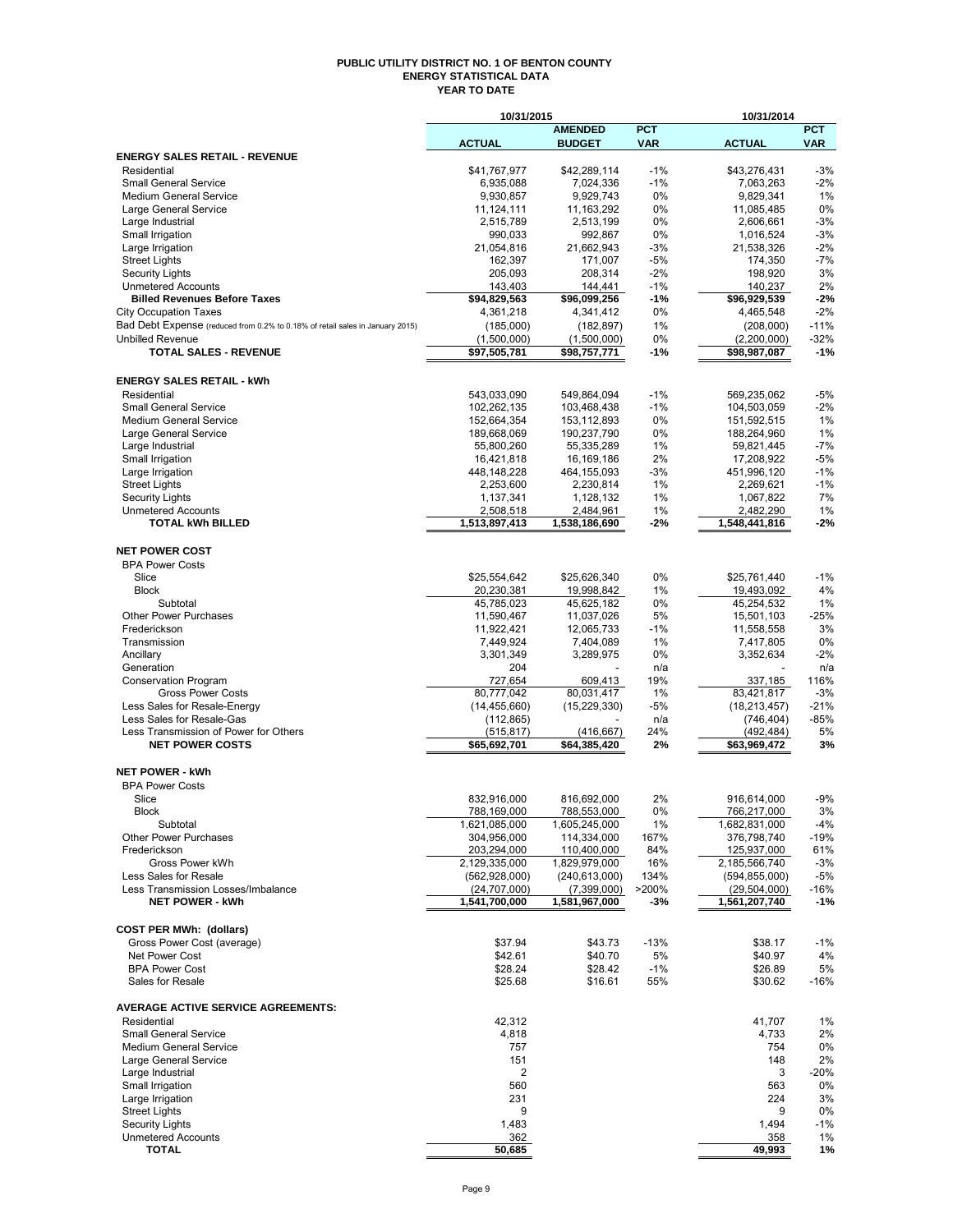# PUBLIC UTILITY DISTRICT NO. 1 OF BENTON COUNTY
## ENERGY STATISTICAL DATA
### YEAR TO DATE

| | 10/31/2015 | | | 10/31/2014 | |
|---|---|---|---|---|---|
| | ACTUAL | AMENDED BUDGET | PCT VAR | ACTUAL | PCT VAR |
| **ENERGY SALES RETAIL - REVENUE** | | | | | |
| Residential | $41,767,977 | $42,289,114 | -1% | $43,276,431 | -3% |
| Small General Service | 6,935,088 | 7,024,336 | -1% | 7,063,263 | -2% |
| Medium General Service | 9,930,857 | 9,929,743 | 0% | 9,829,341 | 1% |
| Large General Service | 11,124,111 | 11,163,292 | 0% | 11,085,485 | 0% |
| Large Industrial | 2,515,789 | 2,513,199 | 0% | 2,606,661 | -3% |
| Small Irrigation | 990,033 | 992,867 | 0% | 1,016,524 | -3% |
| Large Irrigation | 21,054,816 | 21,662,943 | -3% | 21,538,326 | -2% |
| Street Lights | 162,397 | 171,007 | -5% | 174,350 | -7% |
| Security Lights | 205,093 | 208,314 | -2% | 198,920 | 3% |
| Unmetered Accounts | 143,403 | 144,441 | -1% | 140,237 | 2% |
| **Billed Revenues Before Taxes** | **$94,829,563** | **$96,099,256** | **-1%** | **$96,929,539** | **-2%** |
| City Occupation Taxes | 4,361,218 | 4,341,412 | 0% | 4,465,548 | -2% |
| Bad Debt Expense (reduced from 0.2% to 0.18% of retail sales in January 2015) | (185,000) | (182,897) | 1% | (208,000) | -11% |
| Unbilled Revenue | (1,500,000) | (1,500,000) | 0% | (2,200,000) | -32% |
| **TOTAL SALES - REVENUE** | **$97,505,781** | **$98,757,771** | **-1%** | **$98,987,087** | **-1%** |
| **ENERGY SALES RETAIL - kWh** | | | | | |
| Residential | 543,033,090 | 549,864,094 | -1% | 569,235,062 | -5% |
| Small General Service | 102,262,135 | 103,468,438 | -1% | 104,503,059 | -2% |
| Medium General Service | 152,664,354 | 153,112,893 | 0% | 151,592,515 | 1% |
| Large General Service | 189,668,069 | 190,237,790 | 0% | 188,264,960 | 1% |
| Large Industrial | 55,800,260 | 55,335,289 | 1% | 59,821,445 | -7% |
| Small Irrigation | 16,421,818 | 16,169,186 | 2% | 17,208,922 | -5% |
| Large Irrigation | 448,148,228 | 464,155,093 | -3% | 451,996,120 | -1% |
| Street Lights | 2,253,600 | 2,230,814 | 1% | 2,269,621 | -1% |
| Security Lights | 1,137,341 | 1,128,132 | 1% | 1,067,822 | 7% |
| Unmetered Accounts | 2,508,518 | 2,484,961 | 1% | 2,482,290 | 1% |
| **TOTAL kWh BILLED** | **1,513,897,413** | **1,538,186,690** | **-2%** | **1,548,441,816** | **-2%** |
| **NET POWER COST** | | | | | |
| BPA Power Costs | | | | | |
| Slice | $25,554,642 | $25,626,340 | 0% | $25,761,440 | -1% |
| Block | 20,230,381 | 19,998,842 | 1% | 19,493,092 | 4% |
| Subtotal | 45,785,023 | 45,625,182 | 0% | 45,254,532 | 1% |
| Other Power Purchases | 11,590,467 | 11,037,026 | 5% | 15,501,103 | -25% |
| Frederickson | 11,922,421 | 12,065,733 | -1% | 11,558,558 | 3% |
| Transmission | 7,449,924 | 7,404,089 | 1% | 7,417,805 | 0% |
| Ancillary | 3,301,349 | 3,289,975 | 0% | 3,352,634 | -2% |
| Generation | 204 | - | n/a | - | n/a |
| Conservation Program | 727,654 | 609,413 | 19% | 337,185 | 116% |
| Gross Power Costs | 80,777,042 | 80,031,417 | 1% | 83,421,817 | -3% |
| Less Sales for Resale-Energy | (14,455,660) | (15,229,330) | -5% | (18,213,457) | -21% |
| Less Sales for Resale-Gas | (112,865) | - | n/a | (746,404) | -85% |
| Less Transmission of Power for Others | (515,817) | (416,667) | 24% | (492,484) | 5% |
| **NET POWER COSTS** | **$65,692,701** | **$64,385,420** | **2%** | **$63,969,472** | **3%** |
| **NET POWER - kWh** | | | | | |
| BPA Power Costs | | | | | |
| Slice | 832,916,000 | 816,692,000 | 2% | 916,614,000 | -9% |
| Block | 788,169,000 | 788,553,000 | 0% | 766,217,000 | 3% |
| Subtotal | 1,621,085,000 | 1,605,245,000 | 1% | 1,682,831,000 | -4% |
| Other Power Purchases | 304,956,000 | 114,334,000 | 167% | 376,798,740 | -19% |
| Frederickson | 203,294,000 | 110,400,000 | 84% | 125,937,000 | 61% |
| Gross Power kWh | 2,129,335,000 | 1,829,979,000 | 16% | 2,185,566,740 | -3% |
| Less Sales for Resale | (562,928,000) | (240,613,000) | 134% | (594,855,000) | -5% |
| Less Transmission Losses/Imbalance | (24,707,000) | (7,399,000) | >200% | (29,504,000) | -16% |
| **NET POWER - kWh** | **1,541,700,000** | **1,581,967,000** | **-3%** | **1,561,207,740** | **-1%** |
| **COST PER MWh: (dollars)** | | | | | |
| Gross Power Cost (average) | $37.94 | $43.73 | -13% | $38.17 | -1% |
| Net Power Cost | $42.61 | $40.70 | 5% | $40.97 | 4% |
| BPA Power Cost | $28.24 | $28.42 | -1% | $26.89 | 5% |
| Sales for Resale | $25.68 | $16.61 | 55% | $30.62 | -16% |
| **AVERAGE ACTIVE SERVICE AGREEMENTS:** | | | | | |
| Residential | 42,312 | | | 41,707 | 1% |
| Small General Service | 4,818 | | | 4,733 | 2% |
| Medium General Service | 757 | | | 754 | 0% |
| Large General Service | 151 | | | 148 | 2% |
| Large Industrial | 2 | | | 3 | -20% |
| Small Irrigation | 560 | | | 563 | 0% |
| Large Irrigation | 231 | | | 224 | 3% |
| Street Lights | 9 | | | 9 | 0% |
| Security Lights | 1,483 | | | 1,494 | -1% |
| Unmetered Accounts | 362 | | | 358 | 1% |
| **TOTAL** | **50,685** | | | **49,993** | **1%** |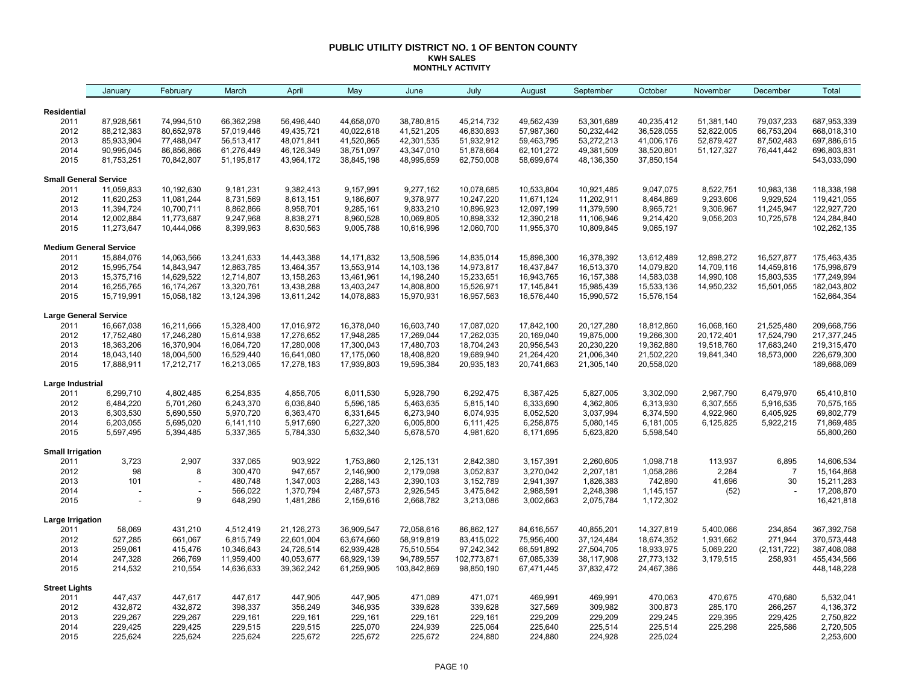# PUBLIC UTILITY DISTRICT NO. 1 OF BENTON COUNTY

## KWH SALES

### MONTHLY ACTIVITY

| | January | February | March | April | May | June | July | August | September | October | November | December | Total |
|---|---|---|---|---|---|---|---|---|---|---|---|---|---|
| **Residential** | | | | | | | | | | | | | |
| 2011 | 87,928,561 | 74,994,510 | 66,362,298 | 56,496,440 | 44,658,070 | 38,780,815 | 45,214,732 | 49,562,439 | 53,301,689 | 40,235,412 | 51,381,140 | 79,037,233 | 687,953,339 |
| 2012 | 88,212,383 | 80,652,978 | 57,019,446 | 49,435,721 | 40,022,618 | 41,521,205 | 46,830,893 | 57,987,360 | 50,232,442 | 36,528,055 | 52,822,005 | 66,753,204 | 668,018,310 |
| 2013 | 85,933,904 | 77,488,047 | 56,513,417 | 48,071,841 | 41,520,865 | 42,301,535 | 51,932,912 | 59,463,795 | 53,272,213 | 41,006,176 | 52,879,427 | 87,502,483 | 697,886,615 |
| 2014 | 90,995,045 | 86,856,866 | 61,276,449 | 46,126,349 | 38,751,097 | 43,347,010 | 51,878,664 | 62,101,272 | 49,381,509 | 38,520,801 | 51,127,327 | 76,441,442 | 696,803,831 |
| 2015 | 81,753,251 | 70,842,807 | 51,195,817 | 43,964,172 | 38,845,198 | 48,995,659 | 62,750,008 | 58,699,674 | 48,136,350 | 37,850,154 | | | 543,033,090 |
| **Small General Service** | | | | | | | | | | | | | |
| 2011 | 11,059,833 | 10,192,630 | 9,181,231 | 9,382,413 | 9,157,991 | 9,277,162 | 10,078,685 | 10,533,804 | 10,921,485 | 9,047,075 | 8,522,751 | 10,983,138 | 118,338,198 |
| 2012 | 11,620,253 | 11,081,244 | 8,731,569 | 8,613,151 | 9,186,607 | 9,378,977 | 10,247,220 | 11,671,124 | 11,202,911 | 8,464,869 | 9,293,606 | 9,929,524 | 119,421,055 |
| 2013 | 11,394,724 | 10,700,711 | 8,862,866 | 8,958,701 | 9,285,161 | 9,833,210 | 10,896,923 | 12,097,199 | 11,379,590 | 8,965,721 | 9,306,967 | 11,245,947 | 122,927,720 |
| 2014 | 12,002,884 | 11,773,687 | 9,247,968 | 8,838,271 | 8,960,528 | 10,069,805 | 10,898,332 | 12,390,218 | 11,106,946 | 9,214,420 | 9,056,203 | 10,725,578 | 124,284,840 |
| 2015 | 11,273,647 | 10,444,066 | 8,399,963 | 8,630,563 | 9,005,788 | 10,616,996 | 12,060,700 | 11,955,370 | 10,809,845 | 9,065,197 | | | 102,262,135 |
| **Medium General Service** | | | | | | | | | | | | | |
| 2011 | 15,884,076 | 14,063,566 | 13,241,633 | 14,443,388 | 14,171,832 | 13,508,596 | 14,835,014 | 15,898,300 | 16,378,392 | 13,612,489 | 12,898,272 | 16,527,877 | 175,463,435 |
| 2012 | 15,995,754 | 14,843,947 | 12,863,785 | 13,464,357 | 13,553,914 | 14,103,136 | 14,973,817 | 16,437,847 | 16,513,370 | 14,079,820 | 14,709,116 | 14,459,816 | 175,998,679 |
| 2013 | 15,375,716 | 14,629,522 | 12,714,807 | 13,158,263 | 13,461,961 | 14,198,240 | 15,233,651 | 16,943,765 | 16,157,388 | 14,583,038 | 14,990,108 | 15,803,535 | 177,249,994 |
| 2014 | 16,255,765 | 16,174,267 | 13,320,761 | 13,438,288 | 13,403,247 | 14,808,800 | 15,526,971 | 17,145,841 | 15,985,439 | 15,533,136 | 14,950,232 | 15,501,055 | 182,043,802 |
| 2015 | 15,719,991 | 15,058,182 | 13,124,396 | 13,611,242 | 14,078,883 | 15,970,931 | 16,957,563 | 16,576,440 | 15,990,572 | 15,576,154 | | | 152,664,354 |
| **Large General Service** | | | | | | | | | | | | | |
| 2011 | 16,667,038 | 16,211,666 | 15,328,400 | 17,016,972 | 16,378,040 | 16,603,740 | 17,087,020 | 17,842,100 | 20,127,280 | 18,812,860 | 16,068,160 | 21,525,480 | 209,668,756 |
| 2012 | 17,752,480 | 17,246,280 | 15,614,938 | 17,276,652 | 17,948,285 | 17,269,044 | 17,262,035 | 20,169,040 | 19,875,000 | 19,266,300 | 20,172,401 | 17,524,790 | 217,377,245 |
| 2013 | 18,363,206 | 16,370,904 | 16,064,720 | 17,280,008 | 17,300,043 | 17,480,703 | 18,704,243 | 20,956,543 | 20,230,220 | 19,362,880 | 19,518,760 | 17,683,240 | 219,315,470 |
| 2014 | 18,043,140 | 18,004,500 | 16,529,440 | 16,641,080 | 17,175,060 | 18,408,820 | 19,689,940 | 21,264,420 | 21,006,340 | 21,502,220 | 19,841,340 | 18,573,000 | 226,679,300 |
| 2015 | 17,888,911 | 17,212,717 | 16,213,065 | 17,278,183 | 17,939,803 | 19,595,384 | 20,935,183 | 20,741,663 | 21,305,140 | 20,558,020 | | | 189,668,069 |
| **Large Industrial** | | | | | | | | | | | | | |
| 2011 | 6,299,710 | 4,802,485 | 6,254,835 | 4,856,705 | 6,011,530 | 5,928,790 | 6,292,475 | 6,387,425 | 5,827,005 | 3,302,090 | 2,967,790 | 6,479,970 | 65,410,810 |
| 2012 | 6,484,220 | 5,701,260 | 6,243,370 | 6,036,840 | 5,596,185 | 5,463,635 | 5,815,140 | 6,333,690 | 4,362,805 | 6,313,930 | 6,307,555 | 5,916,535 | 70,575,165 |
| 2013 | 6,303,530 | 5,690,550 | 5,970,720 | 6,363,470 | 6,331,645 | 6,273,940 | 6,074,935 | 6,052,520 | 3,037,994 | 6,374,590 | 4,922,960 | 6,405,925 | 69,802,779 |
| 2014 | 6,203,055 | 5,695,020 | 6,141,110 | 5,917,690 | 6,227,320 | 6,005,800 | 6,111,425 | 6,258,875 | 5,080,145 | 6,181,005 | 6,125,825 | 5,922,215 | 71,869,485 |
| 2015 | 5,597,495 | 5,394,485 | 5,337,365 | 5,784,330 | 5,632,340 | 5,678,570 | 4,981,620 | 6,171,695 | 5,623,820 | 5,598,540 | | | 55,800,260 |
| **Small Irrigation** | | | | | | | | | | | | | |
| 2011 | 3,723 | 2,907 | 337,065 | 903,922 | 1,753,860 | 2,125,131 | 2,842,380 | 3,157,391 | 2,260,605 | 1,098,718 | 113,937 | 6,895 | 14,606,534 |
| 2012 | 98 | 8 | 300,470 | 947,657 | 2,146,900 | 2,179,098 | 3,052,837 | 3,270,042 | 2,207,181 | 1,058,286 | 2,284 | 7 | 15,164,868 |
| 2013 | 101 | - | 480,748 | 1,347,003 | 2,288,143 | 2,390,103 | 3,152,789 | 2,941,397 | 1,826,383 | 742,890 | 41,696 | 30 | 15,211,283 |
| 2014 | - | - | 566,022 | 1,370,794 | 2,487,573 | 2,926,545 | 3,475,842 | 2,988,591 | 2,248,398 | 1,145,157 | (52) | - | 17,208,870 |
| 2015 | - | 9 | 648,290 | 1,481,286 | 2,159,616 | 2,668,782 | 3,213,086 | 3,002,663 | 2,075,784 | 1,172,302 | | | 16,421,818 |
| **Large Irrigation** | | | | | | | | | | | | | |
| 2011 | 58,069 | 431,210 | 4,512,419 | 21,126,273 | 36,909,547 | 72,058,616 | 86,862,127 | 84,616,557 | 40,855,201 | 14,327,819 | 5,400,066 | 234,854 | 367,392,758 |
| 2012 | 527,285 | 661,067 | 6,815,749 | 22,601,004 | 63,674,660 | 58,919,819 | 83,415,022 | 75,956,400 | 37,124,484 | 18,674,352 | 1,931,662 | 271,944 | 370,573,448 |
| 2013 | 259,061 | 415,476 | 10,346,643 | 24,726,514 | 62,939,428 | 75,510,554 | 97,242,342 | 66,591,892 | 27,504,705 | 18,933,975 | 5,069,220 | (2,131,722) | 387,408,088 |
| 2014 | 247,328 | 266,769 | 11,959,400 | 40,053,677 | 68,929,139 | 94,789,557 | 102,773,871 | 67,085,339 | 38,117,908 | 27,773,132 | 3,179,515 | 258,931 | 455,434,566 |
| 2015 | 214,532 | 210,554 | 14,636,633 | 39,362,242 | 61,259,905 | 103,842,869 | 98,850,190 | 67,471,445 | 37,832,472 | 24,467,386 | | | 448,148,228 |
| **Street Lights** | | | | | | | | | | | | | |
| 2011 | 447,437 | 447,617 | 447,617 | 447,905 | 447,905 | 471,089 | 471,071 | 469,991 | 469,991 | 470,063 | 470,675 | 470,680 | 5,532,041 |
| 2012 | 432,872 | 432,872 | 398,337 | 356,249 | 346,935 | 339,628 | 339,628 | 327,569 | 309,982 | 300,873 | 285,170 | 266,257 | 4,136,372 |
| 2013 | 229,267 | 229,267 | 229,161 | 229,161 | 229,161 | 229,161 | 229,161 | 229,209 | 229,209 | 229,245 | 229,395 | 229,425 | 2,750,822 |
| 2014 | 229,425 | 229,425 | 229,515 | 229,515 | 225,070 | 224,939 | 225,064 | 225,640 | 225,514 | 225,514 | 225,298 | 225,586 | 2,720,505 |
| 2015 | 225,624 | 225,624 | 225,624 | 225,672 | 225,672 | 225,672 | 224,880 | 224,880 | 224,928 | 225,024 | | | 2,253,600 |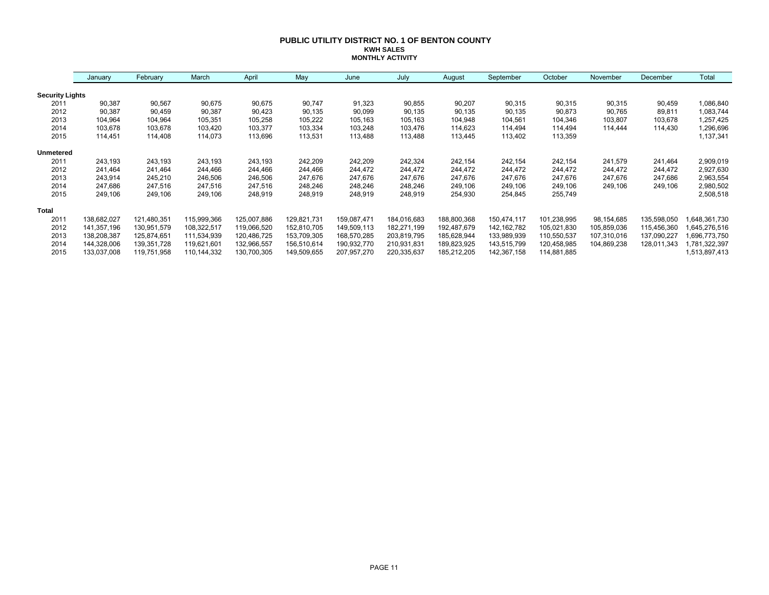# PUBLIC UTILITY DISTRICT NO. 1 OF BENTON COUNTY

## KWH SALES

### MONTHLY ACTIVITY

| | January | February | March | April | May | June | July | August | September | October | November | December | Total |
|---|---|---|---|---|---|---|---|---|---|---|---|---|---|
| **Security Lights** | | | | | | | | | | | | | |
| 2011 | 90,387 | 90,567 | 90,675 | 90,675 | 90,747 | 91,323 | 90,855 | 90,207 | 90,315 | 90,315 | 90,315 | 90,459 | 1,086,840 |
| 2012 | 90,387 | 90,459 | 90,387 | 90,423 | 90,135 | 90,099 | 90,135 | 90,135 | 90,135 | 90,873 | 90,765 | 89,811 | 1,083,744 |
| 2013 | 104,964 | 104,964 | 105,351 | 105,258 | 105,222 | 105,163 | 105,163 | 104,948 | 104,561 | 104,346 | 103,807 | 103,678 | 1,257,425 |
| 2014 | 103,678 | 103,678 | 103,420 | 103,377 | 103,334 | 103,248 | 103,476 | 114,623 | 114,494 | 114,494 | 114,444 | 114,430 | 1,296,696 |
| 2015 | 114,451 | 114,408 | 114,073 | 113,696 | 113,531 | 113,488 | 113,488 | 113,445 | 113,402 | 113,359 | | | 1,137,341 |
| **Unmetered** | | | | | | | | | | | | | |
| 2011 | 243,193 | 243,193 | 243,193 | 243,193 | 242,209 | 242,209 | 242,324 | 242,154 | 242,154 | 242,154 | 241,579 | 241,464 | 2,909,019 |
| 2012 | 241,464 | 241,464 | 244,466 | 244,466 | 244,466 | 244,472 | 244,472 | 244,472 | 244,472 | 244,472 | 244,472 | 244,472 | 2,927,630 |
| 2013 | 243,914 | 245,210 | 246,506 | 246,506 | 247,676 | 247,676 | 247,676 | 247,676 | 247,676 | 247,676 | 247,676 | 247,686 | 2,963,554 |
| 2014 | 247,686 | 247,516 | 247,516 | 247,516 | 248,246 | 248,246 | 248,246 | 249,106 | 249,106 | 249,106 | 249,106 | 249,106 | 2,980,502 |
| 2015 | 249,106 | 249,106 | 249,106 | 248,919 | 248,919 | 248,919 | 248,919 | 254,930 | 254,845 | 255,749 | | | 2,508,518 |
| **Total** | | | | | | | | | | | | | |
| 2011 | 138,682,027 | 121,480,351 | 115,999,366 | 125,007,886 | 129,821,731 | 159,087,471 | 184,016,683 | 188,800,368 | 150,474,117 | 101,238,995 | 98,154,685 | 135,598,050 | 1,648,361,730 |
| 2012 | 141,357,196 | 130,951,579 | 108,322,517 | 119,066,520 | 152,810,705 | 149,509,113 | 182,271,199 | 192,487,679 | 142,162,782 | 105,021,830 | 105,859,036 | 115,456,360 | 1,645,276,516 |
| 2013 | 138,208,387 | 125,874,651 | 111,534,939 | 120,486,725 | 153,709,305 | 168,570,285 | 203,819,795 | 185,628,944 | 133,989,939 | 110,550,537 | 107,310,016 | 137,090,227 | 1,696,773,750 |
| 2014 | 144,328,006 | 139,351,728 | 119,621,601 | 132,966,557 | 156,510,614 | 190,932,770 | 210,931,831 | 189,823,925 | 143,515,799 | 120,458,985 | 104,869,238 | 128,011,343 | 1,781,322,397 |
| 2015 | 133,037,008 | 119,751,958 | 110,144,332 | 130,700,305 | 149,509,655 | 207,957,270 | 220,335,637 | 185,212,205 | 142,367,158 | 114,881,885 | | | 1,513,897,413 |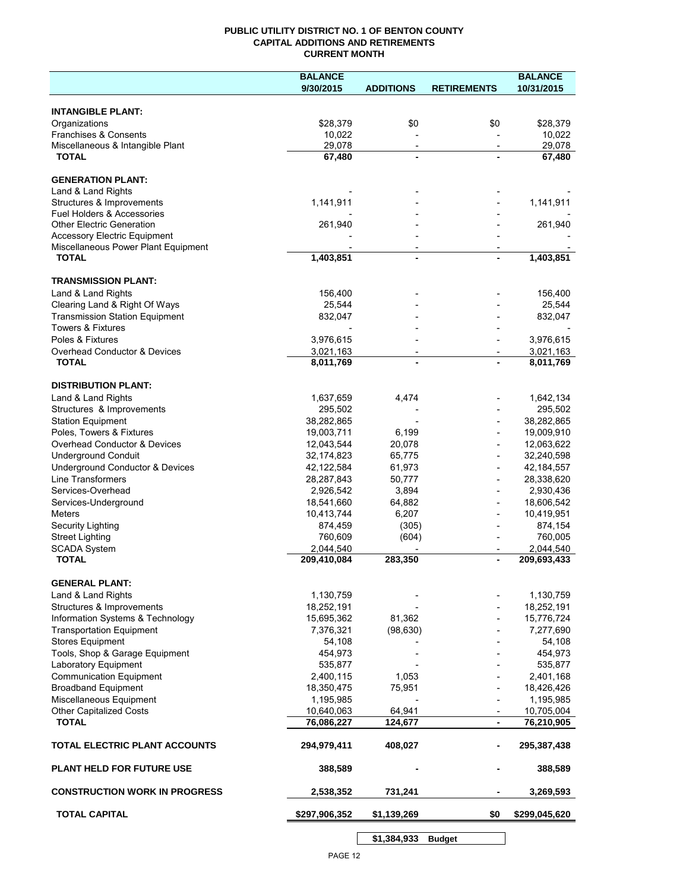**PUBLIC UTILITY DISTRICT NO. 1 OF BENTON COUNTY**
**CAPITAL ADDITIONS AND RETIREMENTS**
**CURRENT MONTH**

| | BALANCE 9/30/2015 | ADDITIONS | RETIREMENTS | BALANCE 10/31/2015 |
|---|---|---|---|---|
| **INTANGIBLE PLANT:** | | | | |
| Organizations | $28,379 | $0 | $0 | $28,379 |
| Franchises & Consents | 10,022 | - | - | 10,022 |
| Miscellaneous & Intangible Plant | 29,078 | - | - | 29,078 |
| **TOTAL** | **67,480** | **-** | **-** | **67,480** |
| **GENERATION PLANT:** | | | | |
| Land & Land Rights | - | - | - | - |
| Structures & Improvements | 1,141,911 | - | - | 1,141,911 |
| Fuel Holders & Accessories | - | - | - | - |
| Other Electric Generation | 261,940 | - | - | 261,940 |
| Accessory Electric Equipment | - | - | - | - |
| Miscellaneous Power Plant Equipment | - | - | - | - |
| **TOTAL** | **1,403,851** | **-** | **-** | **1,403,851** |
| **TRANSMISSION PLANT:** | | | | |
| Land & Land Rights | 156,400 | - | - | 156,400 |
| Clearing Land & Right Of Ways | 25,544 | - | - | 25,544 |
| Transmission Station Equipment | 832,047 | - | - | 832,047 |
| Towers & Fixtures | - | - | - | - |
| Poles & Fixtures | 3,976,615 | - | - | 3,976,615 |
| Overhead Conductor & Devices | 3,021,163 | - | - | 3,021,163 |
| **TOTAL** | **8,011,769** | **-** | **-** | **8,011,769** |
| **DISTRIBUTION PLANT:** | | | | |
| Land & Land Rights | 1,637,659 | 4,474 | - | 1,642,134 |
| Structures & Improvements | 295,502 | - | - | 295,502 |
| Station Equipment | 38,282,865 | - | - | 38,282,865 |
| Poles, Towers & Fixtures | 19,003,711 | 6,199 | - | 19,009,910 |
| Overhead Conductor & Devices | 12,043,544 | 20,078 | - | 12,063,622 |
| Underground Conduit | 32,174,823 | 65,775 | - | 32,240,598 |
| Underground Conductor & Devices | 42,122,584 | 61,973 | - | 42,184,557 |
| Line Transformers | 28,287,843 | 50,777 | - | 28,338,620 |
| Services-Overhead | 2,926,542 | 3,894 | - | 2,930,436 |
| Services-Underground | 18,541,660 | 64,882 | - | 18,606,542 |
| Meters | 10,413,744 | 6,207 | - | 10,419,951 |
| Security Lighting | 874,459 | (305) | - | 874,154 |
| Street Lighting | 760,609 | (604) | - | 760,005 |
| SCADA System | 2,044,540 | - | - | 2,044,540 |
| **TOTAL** | **209,410,084** | **283,350** | **-** | **209,693,433** |
| **GENERAL PLANT:** | | | | |
| Land & Land Rights | 1,130,759 | - | - | 1,130,759 |
| Structures & Improvements | 18,252,191 | - | - | 18,252,191 |
| Information Systems & Technology | 15,695,362 | 81,362 | - | 15,776,724 |
| Transportation Equipment | 7,376,321 | (98,630) | - | 7,277,690 |
| Stores Equipment | 54,108 | - | - | 54,108 |
| Tools, Shop & Garage Equipment | 454,973 | - | - | 454,973 |
| Laboratory Equipment | 535,877 | - | - | 535,877 |
| Communication Equipment | 2,400,115 | 1,053 | - | 2,401,168 |
| Broadband Equipment | 18,350,475 | 75,951 | - | 18,426,426 |
| Miscellaneous Equipment | 1,195,985 | - | - | 1,195,985 |
| Other Capitalized Costs | 10,640,063 | 64,941 | - | 10,705,004 |
| **TOTAL** | **76,086,227** | **124,677** | **-** | **76,210,905** |
| **TOTAL ELECTRIC PLANT ACCOUNTS** | **294,979,411** | **408,027** | **-** | **295,387,438** |
| **PLANT HELD FOR FUTURE USE** | **388,589** | **-** | **-** | **388,589** |
| **CONSTRUCTION WORK IN PROGRESS** | **2,538,352** | **731,241** | **-** | **3,269,593** |
| **TOTAL CAPITAL** | **$297,906,352** | **$1,139,269** | **$0** | **$299,045,620** |

| | | | |
|---|---|---|---|
| | **$1,384,933** | **Budget** | |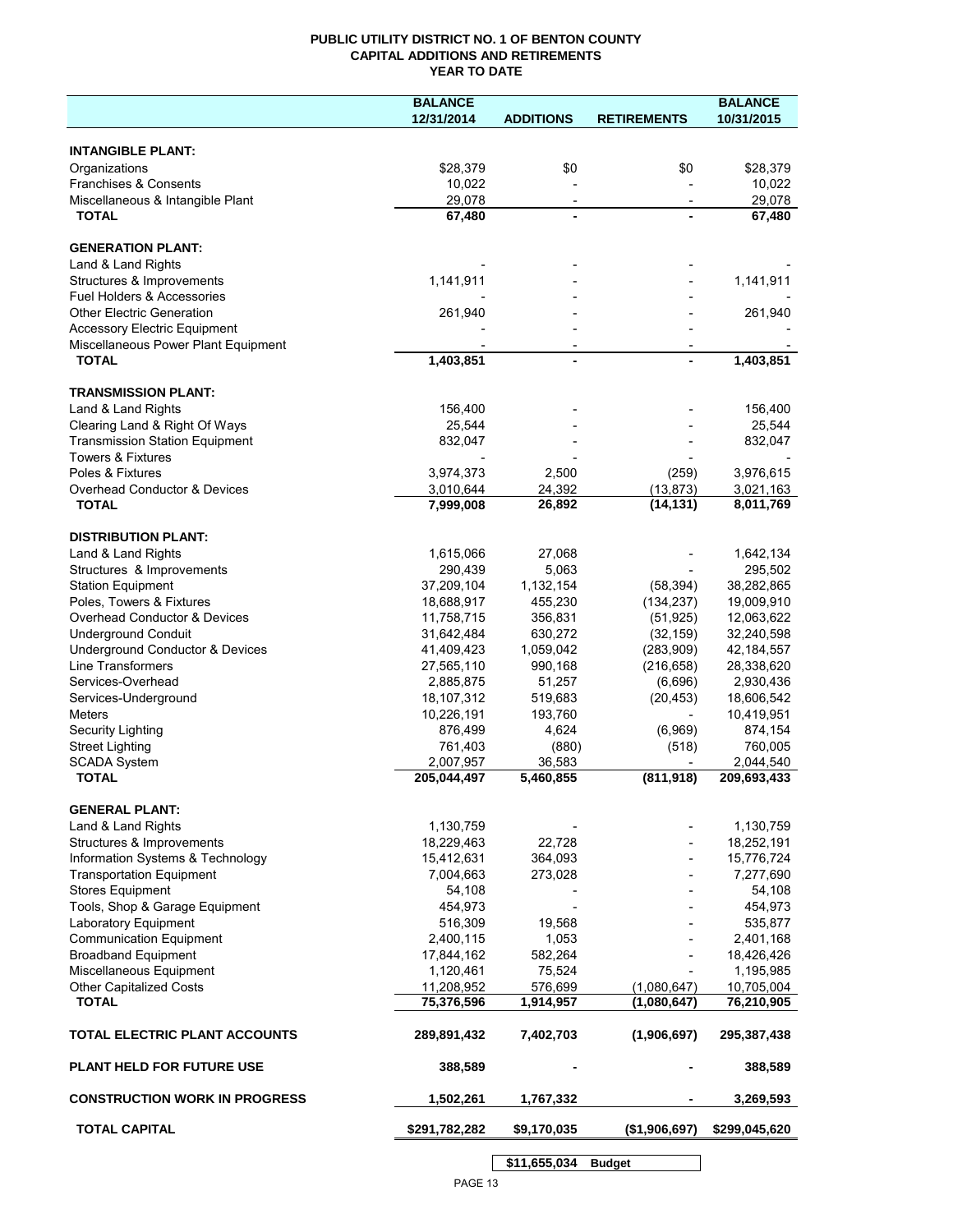**PUBLIC UTILITY DISTRICT NO. 1 OF BENTON COUNTY**
**CAPITAL ADDITIONS AND RETIREMENTS**
**YEAR TO DATE**

| | BALANCE 12/31/2014 | ADDITIONS | RETIREMENTS | BALANCE 10/31/2015 |
|---|---|---|---|---|
| **INTANGIBLE PLANT:** | | | | |
| Organizations | $28,379 | $0 | $0 | $28,379 |
| Franchises & Consents | 10,022 | - | - | 10,022 |
| Miscellaneous & Intangible Plant | 29,078 | - | - | 29,078 |
| **TOTAL** | **67,480** | **-** | **-** | **67,480** |
| **GENERATION PLANT:** | | | | |
| Land & Land Rights | - | - | - | - |
| Structures & Improvements | 1,141,911 | - | - | 1,141,911 |
| Fuel Holders & Accessories | - | - | - | - |
| Other Electric Generation | 261,940 | - | - | 261,940 |
| Accessory Electric Equipment | - | - | - | - |
| Miscellaneous Power Plant Equipment | - | - | - | - |
| **TOTAL** | **1,403,851** | **-** | **-** | **1,403,851** |
| **TRANSMISSION PLANT:** | | | | |
| Land & Land Rights | 156,400 | - | - | 156,400 |
| Clearing Land & Right Of Ways | 25,544 | - | - | 25,544 |
| Transmission Station Equipment | 832,047 | - | - | 832,047 |
| Towers & Fixtures | - | - | - | - |
| Poles & Fixtures | 3,974,373 | 2,500 | (259) | 3,976,615 |
| Overhead Conductor & Devices | 3,010,644 | 24,392 | (13,873) | 3,021,163 |
| **TOTAL** | **7,999,008** | **26,892** | **(14,131)** | **8,011,769** |
| **DISTRIBUTION PLANT:** | | | | |
| Land & Land Rights | 1,615,066 | 27,068 | - | 1,642,134 |
| Structures & Improvements | 290,439 | 5,063 | - | 295,502 |
| Station Equipment | 37,209,104 | 1,132,154 | (58,394) | 38,282,865 |
| Poles, Towers & Fixtures | 18,688,917 | 455,230 | (134,237) | 19,009,910 |
| Overhead Conductor & Devices | 11,758,715 | 356,831 | (51,925) | 12,063,622 |
| Underground Conduit | 31,642,484 | 630,272 | (32,159) | 32,240,598 |
| Underground Conductor & Devices | 41,409,423 | 1,059,042 | (283,909) | 42,184,557 |
| Line Transformers | 27,565,110 | 990,168 | (216,658) | 28,338,620 |
| Services-Overhead | 2,885,875 | 51,257 | (6,696) | 2,930,436 |
| Services-Underground | 18,107,312 | 519,683 | (20,453) | 18,606,542 |
| Meters | 10,226,191 | 193,760 | - | 10,419,951 |
| Security Lighting | 876,499 | 4,624 | (6,969) | 874,154 |
| Street Lighting | 761,403 | (880) | (518) | 760,005 |
| SCADA System | 2,007,957 | 36,583 | - | 2,044,540 |
| **TOTAL** | **205,044,497** | **5,460,855** | **(811,918)** | **209,693,433** |
| **GENERAL PLANT:** | | | | |
| Land & Land Rights | 1,130,759 | - | - | 1,130,759 |
| Structures & Improvements | 18,229,463 | 22,728 | - | 18,252,191 |
| Information Systems & Technology | 15,412,631 | 364,093 | - | 15,776,724 |
| Transportation Equipment | 7,004,663 | 273,028 | - | 7,277,690 |
| Stores Equipment | 54,108 | - | - | 54,108 |
| Tools, Shop & Garage Equipment | 454,973 | - | - | 454,973 |
| Laboratory Equipment | 516,309 | 19,568 | - | 535,877 |
| Communication Equipment | 2,400,115 | 1,053 | - | 2,401,168 |
| Broadband Equipment | 17,844,162 | 582,264 | - | 18,426,426 |
| Miscellaneous Equipment | 1,120,461 | 75,524 | - | 1,195,985 |
| Other Capitalized Costs | 11,208,952 | 576,699 | (1,080,647) | 10,705,004 |
| **TOTAL** | **75,376,596** | **1,914,957** | **(1,080,647)** | **76,210,905** |
| **TOTAL ELECTRIC PLANT ACCOUNTS** | **289,891,432** | **7,402,703** | **(1,906,697)** | **295,387,438** |
| **PLANT HELD FOR FUTURE USE** | **388,589** | **-** | **-** | **388,589** |
| **CONSTRUCTION WORK IN PROGRESS** | **1,502,261** | **1,767,332** | **-** | **3,269,593** |
| **TOTAL CAPITAL** | **$291,782,282** | **$9,170,035** | **($1,906,697)** | **$299,045,620** |

**$11,655,034 Budget**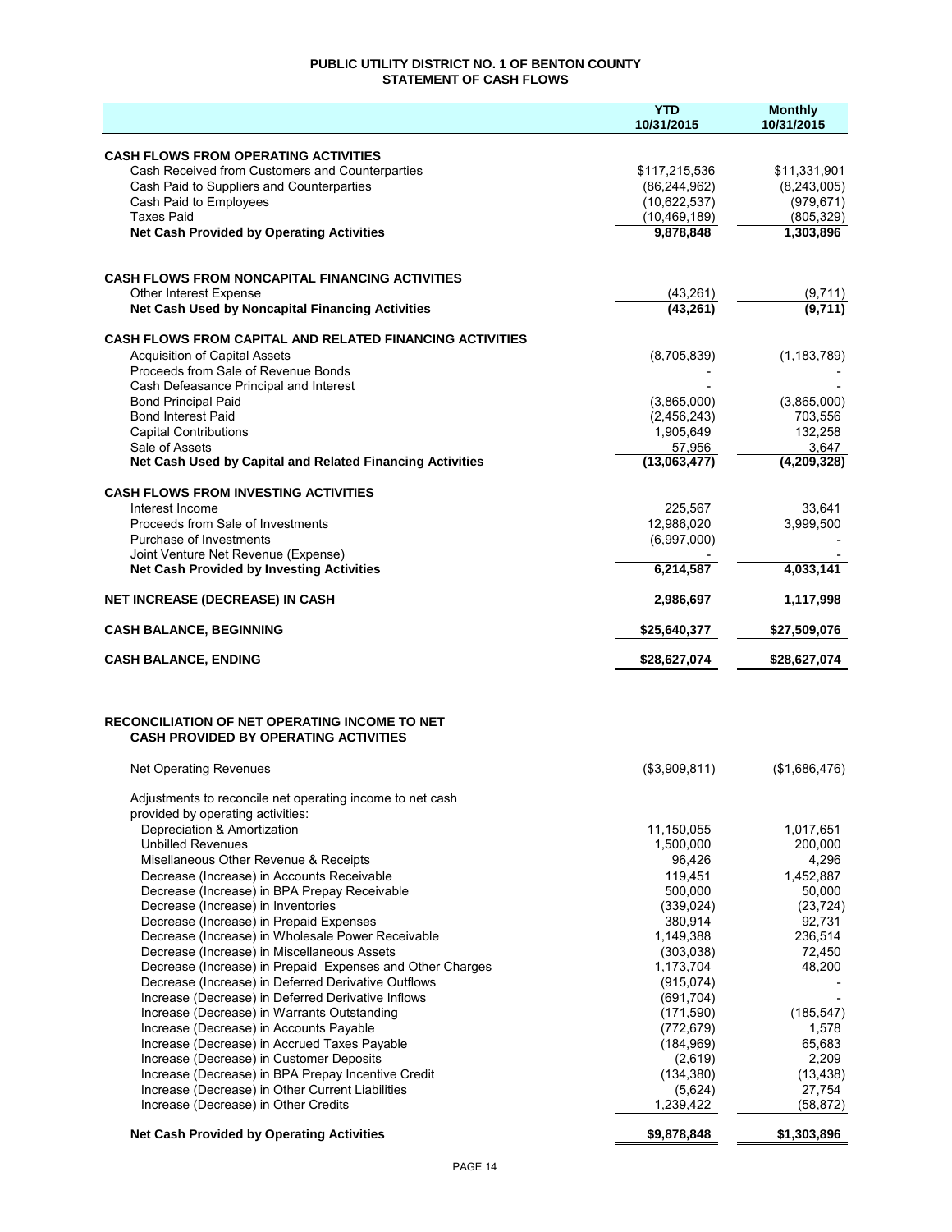# PUBLIC UTILITY DISTRICT NO. 1 OF BENTON COUNTY
## STATEMENT OF CASH FLOWS

| | YTD 10/31/2015 | Monthly 10/31/2015 |
|---|---|---|
| **CASH FLOWS FROM OPERATING ACTIVITIES** | | |
| Cash Received from Customers and Counterparties | $117,215,536 | $11,331,901 |
| Cash Paid to Suppliers and Counterparties | (86,244,962) | (8,243,005) |
| Cash Paid to Employees | (10,622,537) | (979,671) |
| Taxes Paid | (10,469,189) | (805,329) |
| **Net Cash Provided by Operating Activities** | **9,878,848** | **1,303,896** |
| | | |
| **CASH FLOWS FROM NONCAPITAL FINANCING ACTIVITIES** | | |
| Other Interest Expense | (43,261) | (9,711) |
| **Net Cash Used by Noncapital Financing Activities** | **(43,261)** | **(9,711)** |
| | | |
| **CASH FLOWS FROM CAPITAL AND RELATED FINANCING ACTIVITIES** | | |
| Acquisition of Capital Assets | (8,705,839) | (1,183,789) |
| Proceeds from Sale of Revenue Bonds | - | - |
| Cash Defeasance Principal and Interest | - | - |
| Bond Principal Paid | (3,865,000) | (3,865,000) |
| Bond Interest Paid | (2,456,243) | 703,556 |
| Capital Contributions | 1,905,649 | 132,258 |
| Sale of Assets | 57,956 | 3,647 |
| **Net Cash Used by Capital and Related Financing Activities** | **(13,063,477)** | **(4,209,328)** |
| | | |
| **CASH FLOWS FROM INVESTING ACTIVITIES** | | |
| Interest Income | 225,567 | 33,641 |
| Proceeds from Sale of Investments | 12,986,020 | 3,999,500 |
| Purchase of Investments | (6,997,000) | - |
| Joint Venture Net Revenue (Expense) | - | - |
| **Net Cash Provided by Investing Activities** | **6,214,587** | **4,033,141** |
| | | |
| **NET INCREASE (DECREASE) IN CASH** | **2,986,697** | **1,117,998** |
| | | |
| **CASH BALANCE, BEGINNING** | **$25,640,377** | **$27,509,076** |
| | | |
| **CASH BALANCE, ENDING** | **$28,627,074** | **$28,627,074** |

## RECONCILIATION OF NET OPERATING INCOME TO NET CASH PROVIDED BY OPERATING ACTIVITIES

| | YTD 10/31/2015 | Monthly 10/31/2015 |
|---|---|---|
| Net Operating Revenues | ($3,909,811) | ($1,686,476) |
| Adjustments to reconcile net operating income to net cash provided by operating activities: | | |
| Depreciation & Amortization | 11,150,055 | 1,017,651 |
| Unbilled Revenues | 1,500,000 | 200,000 |
| Misellaneous Other Revenue & Receipts | 96,426 | 4,296 |
| Decrease (Increase) in Accounts Receivable | 119,451 | 1,452,887 |
| Decrease (Increase) in BPA Prepay Receivable | 500,000 | 50,000 |
| Decrease (Increase) in Inventories | (339,024) | (23,724) |
| Decrease (Increase) in Prepaid Expenses | 380,914 | 92,731 |
| Decrease (Increase) in Wholesale Power Receivable | 1,149,388 | 236,514 |
| Decrease (Increase) in Miscellaneous Assets | (303,038) | 72,450 |
| Decrease (Increase) in Prepaid Expenses and Other Charges | 1,173,704 | 48,200 |
| Decrease (Increase) in Deferred Derivative Outflows | (915,074) | - |
| Increase (Decrease) in Deferred Derivative Inflows | (691,704) | - |
| Increase (Decrease) in Warrants Outstanding | (171,590) | (185,547) |
| Increase (Decrease) in Accounts Payable | (772,679) | 1,578 |
| Increase (Decrease) in Accrued Taxes Payable | (184,969) | 65,683 |
| Increase (Decrease) in Customer Deposits | (2,619) | 2,209 |
| Increase (Decrease) in BPA Prepay Incentive Credit | (134,380) | (13,438) |
| Increase (Decrease) in Other Current Liabilities | (5,624) | 27,754 |
| Increase (Decrease) in Other Credits | 1,239,422 | (58,872) |
| **Net Cash Provided by Operating Activities** | **$9,878,848** | **$1,303,896** |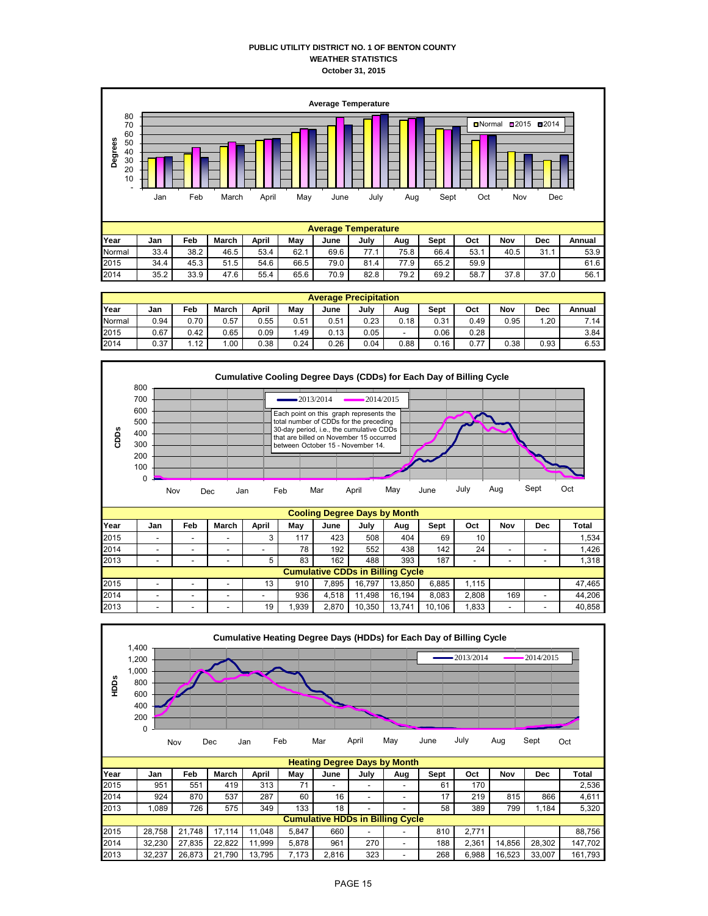# PUBLIC UTILITY DISTRICT NO. 1 OF BENTON COUNTY
## WEATHER STATISTICS
### October 31, 2015

**Average Temperature**

| Year | Jan | Feb | March | April | May | June | July | Aug | Sept | Oct | Nov | Dec | Annual |
|---|---|---|---|---|---|---|---|---|---|---|---|---|---|
| Normal | 33.4 | 38.2 | 46.5 | 53.4 | 62.1 | 69.6 | 77.1 | 75.8 | 66.4 | 53.1 | 40.5 | 31.1 | 53.9 |
| 2015 | 34.4 | 45.3 | 51.5 | 54.6 | 66.5 | 79.0 | 81.4 | 77.9 | 65.2 | 59.9 | | | 61.6 |
| 2014 | 35.2 | 33.9 | 47.6 | 55.4 | 65.6 | 70.9 | 82.8 | 79.2 | 69.2 | 58.7 | 37.8 | 37.0 | 56.1 |

**Average Precipitation**

| Year | Jan | Feb | March | April | May | June | July | Aug | Sept | Oct | Nov | Dec | Annual |
|---|---|---|---|---|---|---|---|---|---|---|---|---|---|
| Normal | 0.94 | 0.70 | 0.57 | 0.55 | 0.51 | 0.51 | 0.23 | 0.18 | 0.31 | 0.49 | 0.95 | 1.20 | 7.14 |
| 2015 | 0.67 | 0.42 | 0.65 | 0.09 | 1.49 | 0.13 | 0.05 | - | 0.06 | 0.28 | | | 3.84 |
| 2014 | 0.37 | 1.12 | 1.00 | 0.38 | 0.24 | 0.26 | 0.04 | 0.88 | 0.16 | 0.77 | 0.38 | 0.93 | 6.53 |

**Cumulative Cooling Degree Days (CDDs) for Each Day of Billing Cycle**

Each point on this graph represents the total number of CDDs for the preceding 30-day period, i.e., the cumulative CDDs that are billed on November 15 occurred between October 15 - November 14.

**Cooling Degree Days by Month**

| Year | Jan | Feb | March | April | May | June | July | Aug | Sept | Oct | Nov | Dec | Total |
|---|---|---|---|---|---|---|---|---|---|---|---|---|---|
| 2015 | - | - | - | 3 | 117 | 423 | 508 | 404 | 69 | 10 | | | 1,534 |
| 2014 | - | - | - | - | 78 | 192 | 552 | 438 | 142 | 24 | - | - | 1,426 |
| 2013 | - | - | - | 5 | 83 | 162 | 488 | 393 | 187 | - | - | - | 1,318 |
| **Cumulative CDDs in Billing Cycle** | | | | | | | | | | | | | |
| 2015 | - | - | - | 13 | 910 | 7,895 | 16,797 | 13,850 | 6,885 | 1,115 | | | 47,465 |
| 2014 | - | - | - | - | 936 | 4,518 | 11,498 | 16,194 | 8,083 | 2,808 | 169 | - | 44,206 |
| 2013 | - | - | - | 19 | 1,939 | 2,870 | 10,350 | 13,741 | 10,106 | 1,833 | - | - | 40,858 |

**Cumulative Heating Degree Days (HDDs) for Each Day of Billing Cycle**

**Heating Degree Days by Month**

| Year | Jan | Feb | March | April | May | June | July | Aug | Sept | Oct | Nov | Dec | Total |
|---|---|---|---|---|---|---|---|---|---|---|---|---|---|
| 2015 | 951 | 551 | 419 | 313 | 71 | - | - | - | 61 | 170 | | | 2,536 |
| 2014 | 924 | 870 | 537 | 287 | 60 | 16 | - | - | 17 | 219 | 815 | 866 | 4,611 |
| 2013 | 1,089 | 726 | 575 | 349 | 133 | 18 | - | - | 58 | 389 | 799 | 1,184 | 5,320 |
| **Cumulative HDDs in Billing Cycle** | | | | | | | | | | | | | |
| 2015 | 28,758 | 21,748 | 17,114 | 11,048 | 5,847 | 660 | - | - | 810 | 2,771 | | | 88,756 |
| 2014 | 32,230 | 27,835 | 22,822 | 11,999 | 5,878 | 961 | 270 | - | 188 | 2,361 | 14,856 | 28,302 | 147,702 |
| 2013 | 32,237 | 26,873 | 21,790 | 13,795 | 7,173 | 2,816 | 323 | - | 268 | 6,988 | 16,523 | 33,007 | 161,793 |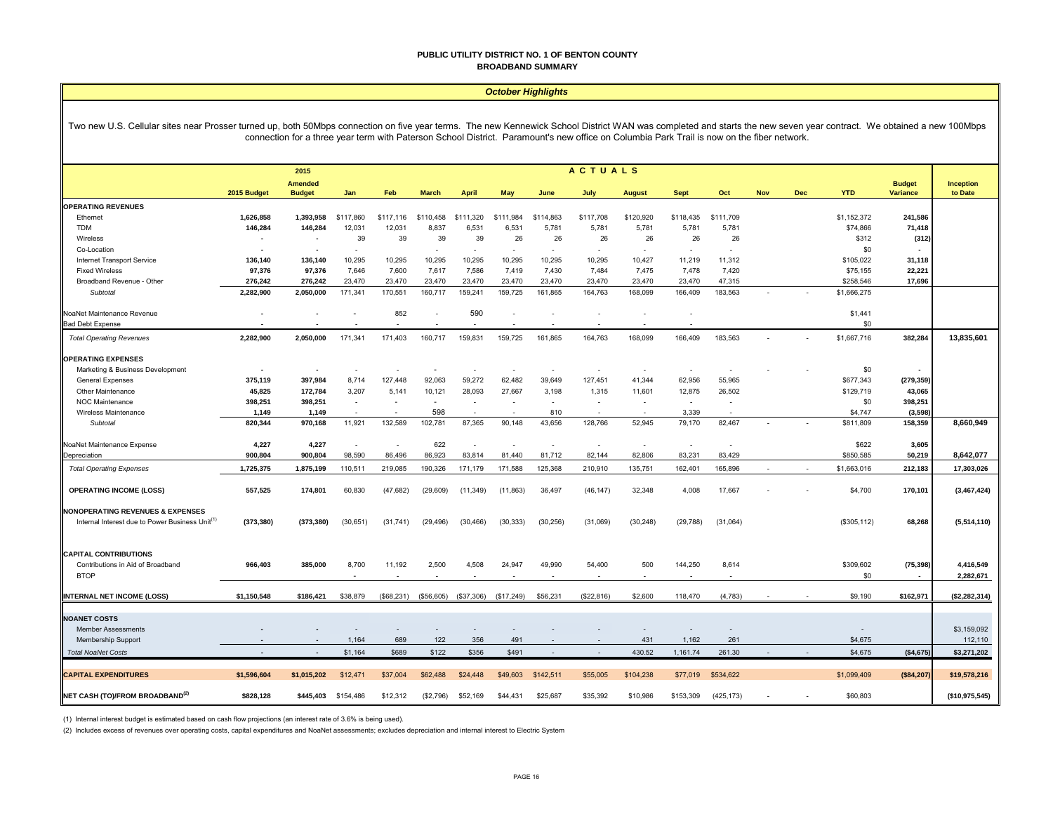# PUBLIC UTILITY DISTRICT NO. 1 OF BENTON COUNTY
## BROADBAND SUMMARY

### *October Highlights*

Two new U.S. Cellular sites near Prosser turned up, both 50Mbps connection on five year terms. The new Kennewick School District WAN was completed and starts the new seven year contract. We obtained a new 100Mbps connection for a three year term with Paterson School District. Paramount's new office on Columbia Park Trail is now on the fiber network.

| | 2015 Budget | 2015 Amended Budget | Jan | Feb | March | April | May | June | July | August | Sept | Oct | Nov | Dec | YTD | Budget Variance | Inception to Date |
|---|---|---|---|---|---|---|---|---|---|---|---|---|---|---|---|---|---|
| | | | ACTUALS | | | | | | | | | | | | | | |
| **OPERATING REVENUES** | | | | | | | | | | | | | | | | | |
| Ethernet | 1,626,858 | 1,393,958 | $117,860 | $117,116 | $110,458 | $111,320 | $111,984 | $114,863 | $117,708 | $120,920 | $118,435 | $111,709 | | | $1,152,372 | 241,586 | |
| TDM | 146,284 | 146,284 | 12,031 | 12,031 | 8,837 | 6,531 | 6,531 | 5,781 | 5,781 | 5,781 | 5,781 | 5,781 | | | $74,866 | 71,418 | |
| Wireless | - | - | 39 | 39 | 39 | 39 | 26 | 26 | 26 | 26 | 26 | 26 | | | $312 | (312) | |
| Co-Location | - | - | - | | - | - | - | - | - | - | - | - | | | $0 | - | |
| Internet Transport Service | 136,140 | 136,140 | 10,295 | 10,295 | 10,295 | 10,295 | 10,295 | 10,295 | 10,295 | 10,427 | 11,219 | 11,312 | | | $105,022 | 31,118 | |
| Fixed Wireless | 97,376 | 97,376 | 7,646 | 7,600 | 7,617 | 7,586 | 7,419 | 7,430 | 7,484 | 7,475 | 7,478 | 7,420 | | | $75,155 | 22,221 | |
| Broadband Revenue - Other | 276,242 | 276,242 | 23,470 | 23,470 | 23,470 | 23,470 | 23,470 | 23,470 | 23,470 | 23,470 | 23,470 | 47,315 | | | $258,546 | 17,696 | |
| *Subtotal* | 2,282,900 | 2,050,000 | 171,341 | 170,551 | 160,717 | 159,241 | 159,725 | 161,865 | 164,763 | 168,099 | 166,409 | 183,563 | - | - | $1,666,275 | | |
| NoaNet Maintenance Revenue | - | - | - | 852 | - | 590 | - | - | - | - | - | | | | $1,441 | | |
| Bad Debt Expense | - | - | - | - | - | - | - | - | - | - | - | | | | $0 | | |
| *Total Operating Revenues* | 2,282,900 | 2,050,000 | 171,341 | 171,403 | 160,717 | 159,831 | 159,725 | 161,865 | 164,763 | 168,099 | 166,409 | 183,563 | - | - | $1,667,716 | 382,284 | 13,835,601 |
| **OPERATING EXPENSES** | | | | | | | | | | | | | | | | | |
| Marketing & Business Development | - | - | - | - | - | - | - | - | - | - | - | - | - | - | $0 | - | |
| General Expenses | 375,119 | 397,984 | 8,714 | 127,448 | 92,063 | 59,272 | 62,482 | 39,649 | 127,451 | 41,344 | 62,956 | 55,965 | | | $677,343 | (279,359) | |
| Other Maintenance | 45,825 | 172,784 | 3,207 | 5,141 | 10,121 | 28,093 | 27,667 | 3,198 | 1,315 | 11,601 | 12,875 | 26,502 | | | $129,719 | 43,065 | |
| NOC Maintenance | 398,251 | 398,251 | - | - | - | - | - | - | - | - | - | - | | | $0 | 398,251 | |
| Wireless Maintenance | 1,149 | 1,149 | - | - | 598 | - | - | 810 | - | - | 3,339 | - | | | $4,747 | (3,598) | |
| *Subtotal* | 820,344 | 970,168 | 11,921 | 132,589 | 102,781 | 87,365 | 90,148 | 43,656 | 128,766 | 52,945 | 79,170 | 82,467 | - | - | $811,809 | 158,359 | 8,660,949 |
| NoaNet Maintenance Expense | 4,227 | 4,227 | - | - | 622 | - | - | - | - | - | - | - | | | $622 | 3,605 | |
| Depreciation | 900,804 | 900,804 | 98,590 | 86,496 | 86,923 | 83,814 | 81,440 | 81,712 | 82,144 | 82,806 | 83,231 | 83,429 | | | $850,585 | 50,219 | 8,642,077 |
| *Total Operating Expenses* | 1,725,375 | 1,875,199 | 110,511 | 219,085 | 190,326 | 171,179 | 171,588 | 125,368 | 210,910 | 135,751 | 162,401 | 165,896 | - | - | $1,663,016 | 212,183 | 17,303,026 |
| **OPERATING INCOME (LOSS)** | 557,525 | 174,801 | 60,830 | (47,682) | (29,609) | (11,349) | (11,863) | 36,497 | (46,147) | 32,348 | 4,008 | 17,667 | - | - | $4,700 | 170,101 | (3,467,424) |
| **NONOPERATING REVENUES & EXPENSES** | | | | | | | | | | | | | | | | | |
| Internal Interest due to Power Business Unit[1] | (373,380) | (373,380) | (30,651) | (31,741) | (29,496) | (30,466) | (30,333) | (30,256) | (31,069) | (30,248) | (29,788) | (31,064) | | | ($305,112) | 68,268 | (5,514,110) |
| **CAPITAL CONTRIBUTIONS** | | | | | | | | | | | | | | | | | |
| Contributions in Aid of Broadband | 966,403 | 385,000 | 8,700 | 11,192 | 2,500 | 4,508 | 24,947 | 49,990 | 54,400 | 500 | 144,250 | 8,614 | | | $309,602 | (75,398) | 4,416,549 |
| BTOP | | | - | - | - | - | - | - | - | - | - | - | | | $0 | - | 2,282,671 |
| **INTERNAL NET INCOME (LOSS)** | $1,150,548 | $186,421 | $38,879 | ($68,231) | ($56,605) | ($37,306) | ($17,249) | $56,231 | ($22,816) | $2,600 | 118,470 | (4,783) | - | - | $9,190 | $162,971 | ($2,282,314) |
| **NOANET COSTS** | | | | | | | | | | | | | | | | | |
| Member Assessments | - | - | - | - | - | - | - | - | - | - | - | - | | | - | | $3,159,092 |
| Membership Support | - | - | 1,164 | 689 | 122 | 356 | 491 | - | - | 431 | 1,162 | 261 | | | $4,675 | | 112,110 |
| *Total NoaNet Costs* | - | - | $1,164 | $689 | $122 | $356 | $491 | - | - | 430.52 | 1,161.74 | 261.30 | - | - | $4,675 | ($4,675) | $3,271,202 |
| **CAPITAL EXPENDITURES** | $1,596,604 | $1,015,202 | $12,471 | $37,004 | $62,488 | $24,448 | $49,603 | $142,511 | $55,005 | $104,238 | $77,019 | $534,622 | | | $1,099,409 | ($84,207) | $19,578,216 |
| **NET CASH (TO)/FROM BROADBAND[2]** | $828,128 | $445,403 | $154,486 | $12,312 | ($2,796) | $52,169 | $44,431 | $25,687 | $35,392 | $10,986 | $153,309 | (425,173) | - | - | $60,803 | | ($10,975,545) |

(1) Internal interest budget is estimated based on cash flow projections (an interest rate of 3.6% is being used).

(2) Includes excess of revenues over operating costs, capital expenditures and NoaNet assessments; excludes depreciation and internal interest to Electric System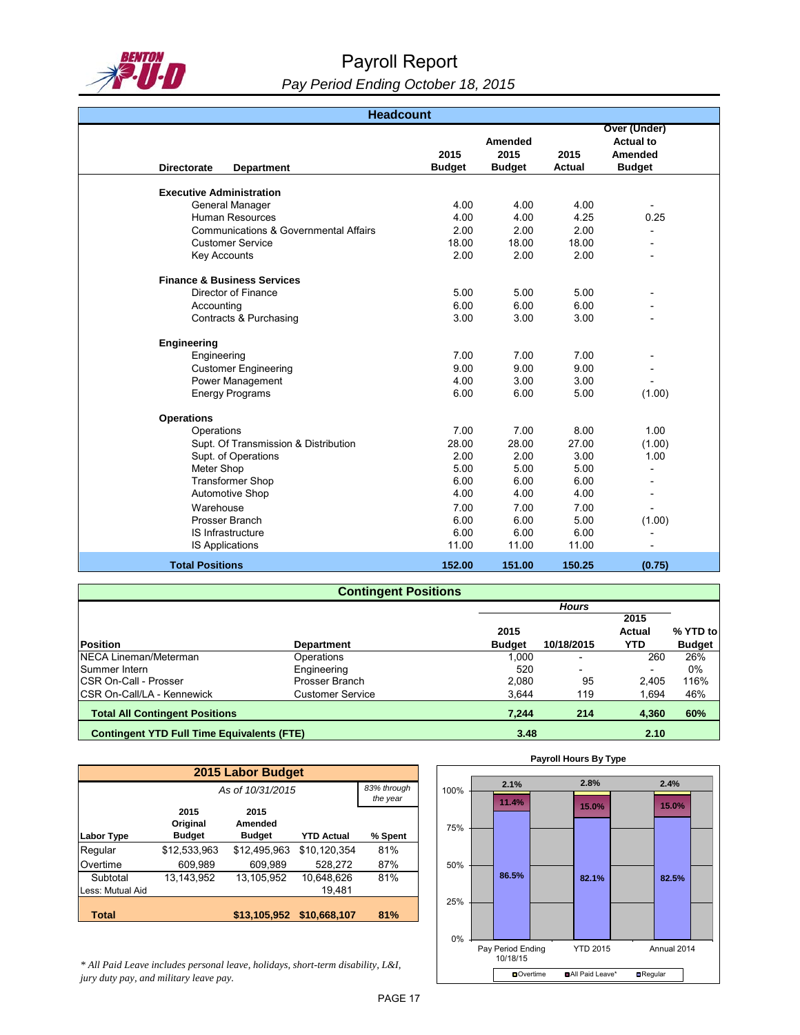# Payroll Report

*Pay Period Ending October 18, 2015*

## Headcount

| Directorate / Department | 2015 Budget | Amended 2015 Budget | 2015 Actual | Over (Under) Actual to Amended Budget |
|---|---|---|---|---|
| **Executive Administration** | | | | |
| General Manager | 4.00 | 4.00 | 4.00 | - |
| Human Resources | 4.00 | 4.00 | 4.25 | 0.25 |
| Communications & Governmental Affairs | 2.00 | 2.00 | 2.00 | - |
| Customer Service | 18.00 | 18.00 | 18.00 | - |
| Key Accounts | 2.00 | 2.00 | 2.00 | - |
| **Finance & Business Services** | | | | |
| Director of Finance | 5.00 | 5.00 | 5.00 | - |
| Accounting | 6.00 | 6.00 | 6.00 | - |
| Contracts & Purchasing | 3.00 | 3.00 | 3.00 | - |
| **Engineering** | | | | |
| Engineering | 7.00 | 7.00 | 7.00 | - |
| Customer Engineering | 9.00 | 9.00 | 9.00 | - |
| Power Management | 4.00 | 3.00 | 3.00 | - |
| Energy Programs | 6.00 | 6.00 | 5.00 | (1.00) |
| **Operations** | | | | |
| Operations | 7.00 | 7.00 | 8.00 | 1.00 |
| Supt. Of Transmission & Distribution | 28.00 | 28.00 | 27.00 | (1.00) |
| Supt. of Operations | 2.00 | 2.00 | 3.00 | 1.00 |
| Meter Shop | 5.00 | 5.00 | 5.00 | - |
| Transformer Shop | 6.00 | 6.00 | 6.00 | - |
| Automotive Shop | 4.00 | 4.00 | 4.00 | - |
| Warehouse | 7.00 | 7.00 | 7.00 | - |
| Prosser Branch | 6.00 | 6.00 | 5.00 | (1.00) |
| IS Infrastructure | 6.00 | 6.00 | 6.00 | - |
| IS Applications | 11.00 | 11.00 | 11.00 | - |
| **Total Positions** | **152.00** | **151.00** | **150.25** | **(0.75)** |

## Contingent Positions

| Position | Department | Hours: 2015 Budget | Hours: 10/18/2015 | Hours: 2015 Actual YTD | % YTD to Budget |
|---|---|---|---|---|---|
| NECA Lineman/Meterman | Operations | 1,000 | - | 260 | 26% |
| Summer Intern | Engineering | 520 | - | - | 0% |
| CSR On-Call - Prosser | Prosser Branch | 2,080 | 95 | 2,405 | 116% |
| CSR On-Call/LA - Kennewick | Customer Service | 3,644 | 119 | 1,694 | 46% |
| **Total All Contingent Positions** | | **7,244** | **214** | **4,360** | **60%** |
| **Contingent YTD Full Time Equivalents (FTE)** | | **3.48** | | **2.10** | |

## 2015 Labor Budget

*As of 10/31/2015* — *83% through the year*

| Labor Type | 2015 Original Budget | 2015 Amended Budget | YTD Actual | % Spent |
|---|---|---|---|---|
| Regular | $12,533,963 | $12,495,963 | $10,120,354 | 81% |
| Overtime | 609,989 | 609,989 | 528,272 | 87% |
| Subtotal | 13,143,952 | 13,105,952 | 10,648,626 | 81% |
| Less: Mutual Aid | | | 19,481 | |
| **Total** | | **$13,105,952** | **$10,668,107** | **81%** |

Payroll Hours By Type

100%
75%
50%
25%
0%

Pay Period Ending 10/18/15: 2.1%, 11.4%, 86.5%
YTD 2015: 2.8%, 15.0%, 82.1%
Annual 2014: 2.4%, 15.0%, 82.5%

Overtime | All Paid Leave* | Regular

*\* All Paid Leave includes personal leave, holidays, short-term disability, L&I, jury duty pay, and military leave pay.*